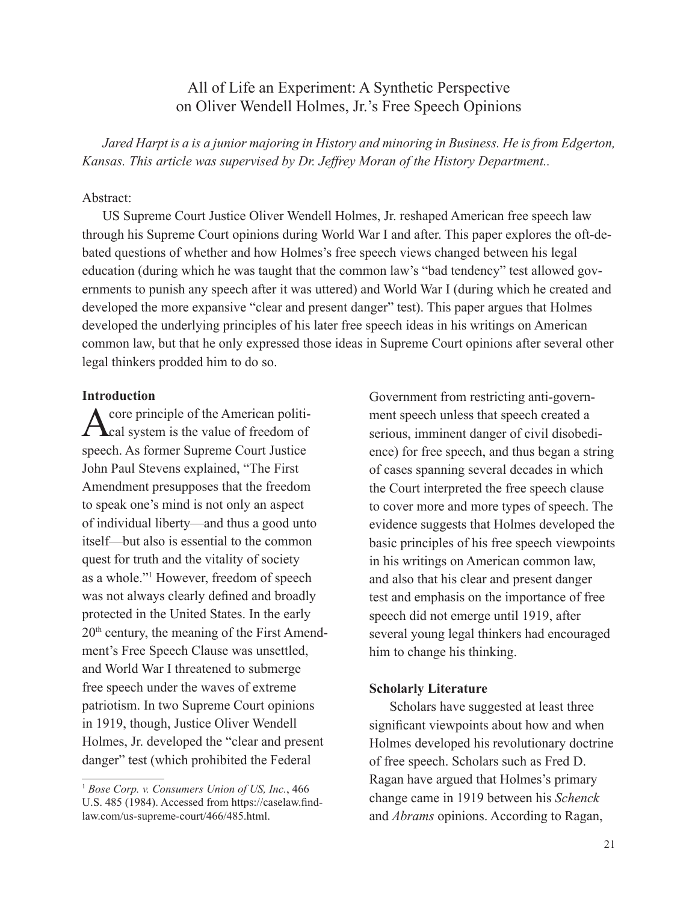# All of Life an Experiment: A Synthetic Perspective on Oliver Wendell Holmes, Jr.'s Free Speech Opinions

*Jared Harpt is a is a junior majoring in History and minoring in Business. He is from Edgerton, Kansas. This article was supervised by Dr. Jeffrey Moran of the History Department..*

Abstract:

US Supreme Court Justice Oliver Wendell Holmes, Jr. reshaped American free speech law through his Supreme Court opinions during World War I and after. This paper explores the oft-debated questions of whether and how Holmes's free speech views changed between his legal education (during which he was taught that the common law's "bad tendency" test allowed governments to punish any speech after it was uttered) and World War I (during which he created and developed the more expansive "clear and present danger" test). This paper argues that Holmes developed the underlying principles of his later free speech ideas in his writings on American common law, but that he only expressed those ideas in Supreme Court opinions after several other legal thinkers prodded him to do so.

**Introduction**

A core principle of the American political system is the value of freedom of speech. As former Supreme Court Justice John Paul Stevens explained, "The First Amendment presupposes that the freedom to speak one's mind is not only an aspect of individual liberty—and thus a good unto itself—but also is essential to the common quest for truth and the vitality of society as a whole."[1] However, freedom of speech was not always clearly defined and broadly protected in the United States. In the early 20th century, the meaning of the First Amendment's Free Speech Clause was unsettled, and World War I threatened to submerge free speech under the waves of extreme patriotism. In two Supreme Court opinions in 1919, though, Justice Oliver Wendell Holmes, Jr. developed the "clear and present danger" test (which prohibited the Federal Government from restricting anti-government speech unless that speech created a serious, imminent danger of civil disobedience) for free speech, and thus began a string of cases spanning several decades in which the Court interpreted the free speech clause to cover more and more types of speech. The evidence suggests that Holmes developed the basic principles of his free speech viewpoints in his writings on American common law, and also that his clear and present danger test and emphasis on the importance of free speech did not emerge until 1919, after several young legal thinkers had encouraged him to change his thinking.

**Scholarly Literature**

Scholars have suggested at least three significant viewpoints about how and when Holmes developed his revolutionary doctrine of free speech. Scholars such as Fred D. Ragan have argued that Holmes's primary change came in 1919 between his *Schenck* and *Abrams* opinions. According to Ragan,

[1] *Bose Corp. v. Consumers Union of US, Inc.*, 466 U.S. 485 (1984). Accessed from https://caselaw.findlaw.com/us-supreme-court/466/485.html.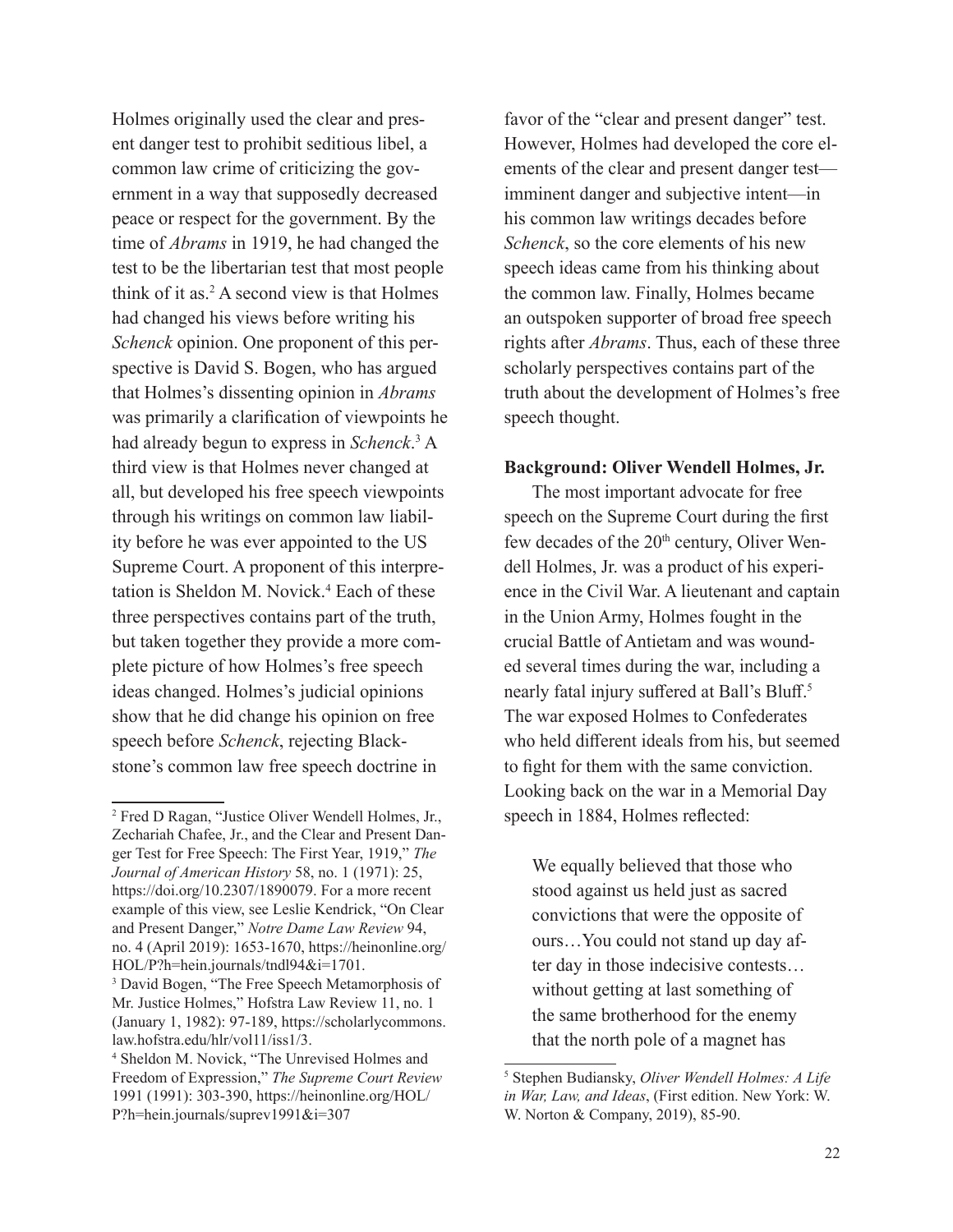Holmes originally used the clear and present danger test to prohibit seditious libel, a common law crime of criticizing the government in a way that supposedly decreased peace or respect for the government. By the time of *Abrams* in 1919, he had changed the test to be the libertarian test that most people think of it as.[2] A second view is that Holmes had changed his views before writing his *Schenck* opinion. One proponent of this perspective is David S. Bogen, who has argued that Holmes's dissenting opinion in *Abrams* was primarily a clarification of viewpoints he had already begun to express in *Schenck*.[3] A third view is that Holmes never changed at all, but developed his free speech viewpoints through his writings on common law liability before he was ever appointed to the US Supreme Court. A proponent of this interpretation is Sheldon M. Novick.[4] Each of these three perspectives contains part of the truth, but taken together they provide a more complete picture of how Holmes's free speech ideas changed. Holmes's judicial opinions show that he did change his opinion on free speech before *Schenck*, rejecting Blackstone's common law free speech doctrine in favor of the "clear and present danger" test. However, Holmes had developed the core elements of the clear and present danger test—imminent danger and subjective intent—in his common law writings decades before *Schenck*, so the core elements of his new speech ideas came from his thinking about the common law. Finally, Holmes became an outspoken supporter of broad free speech rights after *Abrams*. Thus, each of these three scholarly perspectives contains part of the truth about the development of Holmes's free speech thought.

**Background: Oliver Wendell Holmes, Jr.**

The most important advocate for free speech on the Supreme Court during the first few decades of the 20th century, Oliver Wendell Holmes, Jr. was a product of his experience in the Civil War. A lieutenant and captain in the Union Army, Holmes fought in the crucial Battle of Antietam and was wounded several times during the war, including a nearly fatal injury suffered at Ball's Bluff.[5] The war exposed Holmes to Confederates who held different ideals from his, but seemed to fight for them with the same conviction. Looking back on the war in a Memorial Day speech in 1884, Holmes reflected:

> We equally believed that those who stood against us held just as sacred convictions that were the opposite of ours…You could not stand up day after day in those indecisive contests… without getting at last something of the same brotherhood for the enemy that the north pole of a magnet has

---

[2] Fred D Ragan, "Justice Oliver Wendell Holmes, Jr., Zechariah Chafee, Jr., and the Clear and Present Danger Test for Free Speech: The First Year, 1919," *The Journal of American History* 58, no. 1 (1971): 25, https://doi.org/10.2307/1890079. For a more recent example of this view, see Leslie Kendrick, "On Clear and Present Danger," *Notre Dame Law Review* 94, no. 4 (April 2019): 1653-1670, https://heinonline.org/HOL/P?h=hein.journals/tndl94&i=1701.

[3] David Bogen, "The Free Speech Metamorphosis of Mr. Justice Holmes," Hofstra Law Review 11, no. 1 (January 1, 1982): 97-189, https://scholarlycommons.law.hofstra.edu/hlr/vol11/iss1/3.

[4] Sheldon M. Novick, "The Unrevised Holmes and Freedom of Expression," *The Supreme Court Review* 1991 (1991): 303-390, https://heinonline.org/HOL/P?h=hein.journals/suprev1991&i=307

[5] Stephen Budiansky, *Oliver Wendell Holmes: A Life in War, Law, and Ideas*, (First edition. New York: W. W. Norton & Company, 2019), 85-90.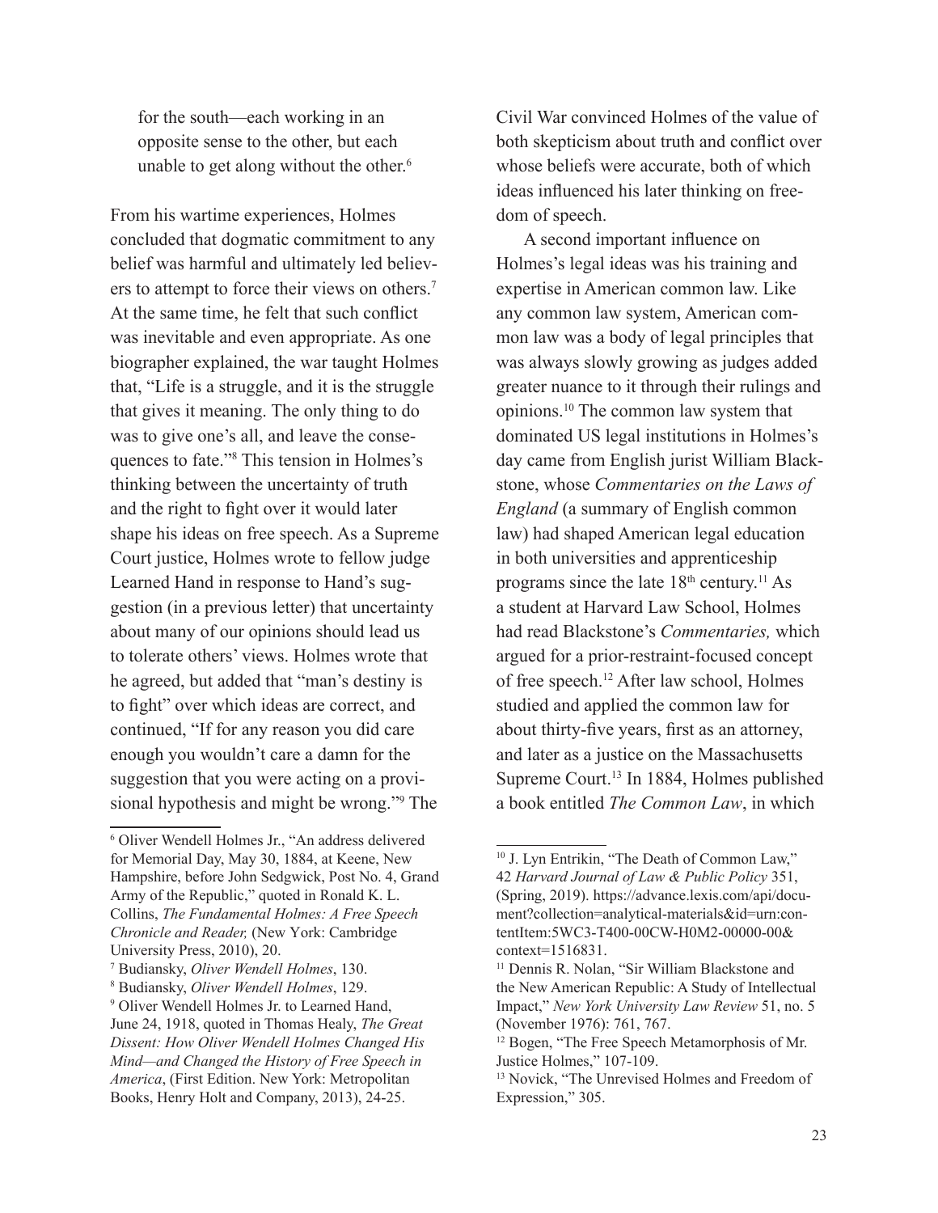> for the south—each working in an opposite sense to the other, but each unable to get along without the other.[6]

From his wartime experiences, Holmes concluded that dogmatic commitment to any belief was harmful and ultimately led believers to attempt to force their views on others.[7] At the same time, he felt that such conflict was inevitable and even appropriate. As one biographer explained, the war taught Holmes that, "Life is a struggle, and it is the struggle that gives it meaning. The only thing to do was to give one's all, and leave the consequences to fate."[8] This tension in Holmes's thinking between the uncertainty of truth and the right to fight over it would later shape his ideas on free speech. As a Supreme Court justice, Holmes wrote to fellow judge Learned Hand in response to Hand's suggestion (in a previous letter) that uncertainty about many of our opinions should lead us to tolerate others' views. Holmes wrote that he agreed, but added that "man's destiny is to fight" over which ideas are correct, and continued, "If for any reason you did care enough you wouldn't care a damn for the suggestion that you were acting on a provisional hypothesis and might be wrong."[9] The Civil War convinced Holmes of the value of both skepticism about truth and conflict over whose beliefs were accurate, both of which ideas influenced his later thinking on freedom of speech.

A second important influence on Holmes's legal ideas was his training and expertise in American common law. Like any common law system, American common law was a body of legal principles that was always slowly growing as judges added greater nuance to it through their rulings and opinions.[10] The common law system that dominated US legal institutions in Holmes's day came from English jurist William Blackstone, whose *Commentaries on the Laws of England* (a summary of English common law) had shaped American legal education in both universities and apprenticeship programs since the late 18th century.[11] As a student at Harvard Law School, Holmes had read Blackstone's *Commentaries,* which argued for a prior-restraint-focused concept of free speech.[12] After law school, Holmes studied and applied the common law for about thirty-five years, first as an attorney, and later as a justice on the Massachusetts Supreme Court.[13] In 1884, Holmes published a book entitled *The Common Law*, in which

---

[6] Oliver Wendell Holmes Jr., "An address delivered for Memorial Day, May 30, 1884, at Keene, New Hampshire, before John Sedgwick, Post No. 4, Grand Army of the Republic," quoted in Ronald K. L. Collins, *The Fundamental Holmes: A Free Speech Chronicle and Reader,* (New York: Cambridge University Press, 2010), 20.

[7] Budiansky, *Oliver Wendell Holmes*, 130.

[8] Budiansky, *Oliver Wendell Holmes*, 129.

[9] Oliver Wendell Holmes Jr. to Learned Hand, June 24, 1918, quoted in Thomas Healy, *The Great Dissent: How Oliver Wendell Holmes Changed His Mind—and Changed the History of Free Speech in America*, (First Edition. New York: Metropolitan Books, Henry Holt and Company, 2013), 24-25.

[10] J. Lyn Entrikin, "The Death of Common Law," 42 *Harvard Journal of Law & Public Policy* 351, (Spring, 2019). https://advance.lexis.com/api/document?collection=analytical-materials&id=urn:contentItem:5WC3-T400-00CW-H0M2-00000-00&context=1516831.

[11] Dennis R. Nolan, "Sir William Blackstone and the New American Republic: A Study of Intellectual Impact," *New York University Law Review* 51, no. 5 (November 1976): 761, 767.

[12] Bogen, "The Free Speech Metamorphosis of Mr. Justice Holmes," 107-109.

[13] Novick, "The Unrevised Holmes and Freedom of Expression," 305.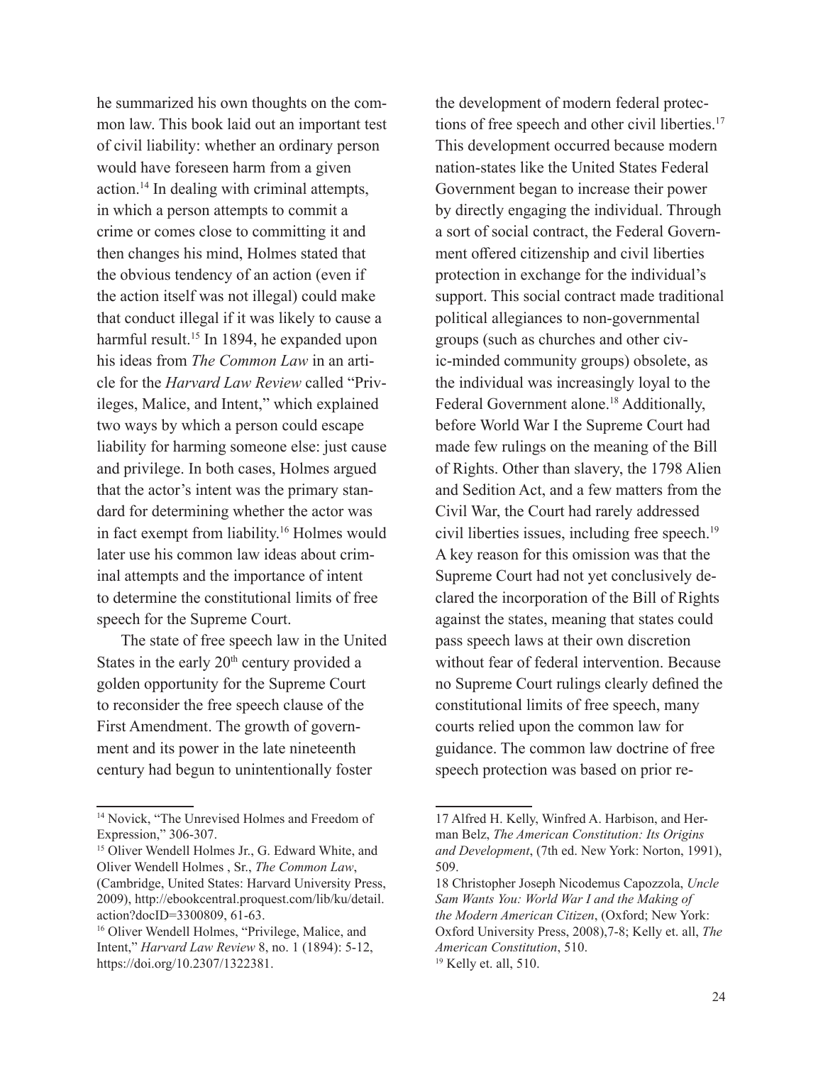he summarized his own thoughts on the common law. This book laid out an important test of civil liability: whether an ordinary person would have foreseen harm from a given action.[14] In dealing with criminal attempts, in which a person attempts to commit a crime or comes close to committing it and then changes his mind, Holmes stated that the obvious tendency of an action (even if the action itself was not illegal) could make that conduct illegal if it was likely to cause a harmful result.[15] In 1894, he expanded upon his ideas from *The Common Law* in an article for the *Harvard Law Review* called "Privileges, Malice, and Intent," which explained two ways by which a person could escape liability for harming someone else: just cause and privilege. In both cases, Holmes argued that the actor's intent was the primary standard for determining whether the actor was in fact exempt from liability.[16] Holmes would later use his common law ideas about criminal attempts and the importance of intent to determine the constitutional limits of free speech for the Supreme Court.

The state of free speech law in the United States in the early 20th century provided a golden opportunity for the Supreme Court to reconsider the free speech clause of the First Amendment. The growth of government and its power in the late nineteenth century had begun to unintentionally foster the development of modern federal protections of free speech and other civil liberties.[17] This development occurred because modern nation-states like the United States Federal Government began to increase their power by directly engaging the individual. Through a sort of social contract, the Federal Government offered citizenship and civil liberties protection in exchange for the individual's support. This social contract made traditional political allegiances to non-governmental groups (such as churches and other civic-minded community groups) obsolete, as the individual was increasingly loyal to the Federal Government alone.[18] Additionally, before World War I the Supreme Court had made few rulings on the meaning of the Bill of Rights. Other than slavery, the 1798 Alien and Sedition Act, and a few matters from the Civil War, the Court had rarely addressed civil liberties issues, including free speech.[19] A key reason for this omission was that the Supreme Court had not yet conclusively declared the incorporation of the Bill of Rights against the states, meaning that states could pass speech laws at their own discretion without fear of federal intervention. Because no Supreme Court rulings clearly defined the constitutional limits of free speech, many courts relied upon the common law for guidance. The common law doctrine of free speech protection was based on prior re-

---

[14] Novick, "The Unrevised Holmes and Freedom of Expression," 306-307.

[15] Oliver Wendell Holmes Jr., G. Edward White, and Oliver Wendell Holmes , Sr., *The Common Law*, (Cambridge, United States: Harvard University Press, 2009), http://ebookcentral.proquest.com/lib/ku/detail.action?docID=3300809, 61-63.

[16] Oliver Wendell Holmes, "Privilege, Malice, and Intent," *Harvard Law Review* 8, no. 1 (1894): 5-12, https://doi.org/10.2307/1322381.

17 Alfred H. Kelly, Winfred A. Harbison, and Herman Belz, *The American Constitution: Its Origins and Development*, (7th ed. New York: Norton, 1991), 509.

18 Christopher Joseph Nicodemus Capozzola, *Uncle Sam Wants You: World War I and the Making of the Modern American Citizen*, (Oxford; New York: Oxford University Press, 2008),7-8; Kelly et. all, *The American Constitution*, 510.

[19] Kelly et. all, 510.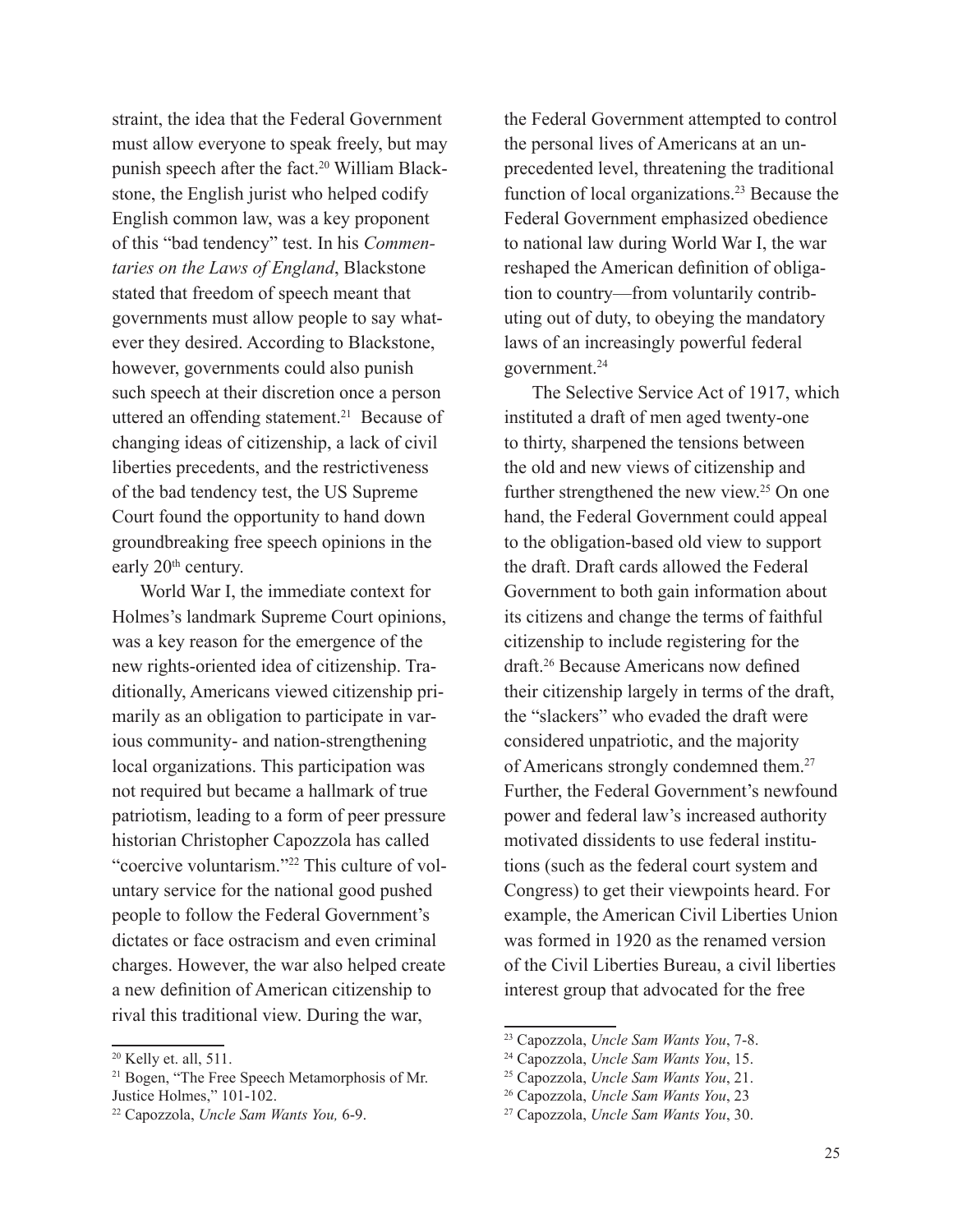straint, the idea that the Federal Government must allow everyone to speak freely, but may punish speech after the fact.[20] William Blackstone, the English jurist who helped codify English common law, was a key proponent of this "bad tendency" test. In his *Commentaries on the Laws of England*, Blackstone stated that freedom of speech meant that governments must allow people to say whatever they desired. According to Blackstone, however, governments could also punish such speech at their discretion once a person uttered an offending statement.[21] Because of changing ideas of citizenship, a lack of civil liberties precedents, and the restrictiveness of the bad tendency test, the US Supreme Court found the opportunity to hand down groundbreaking free speech opinions in the early 20th century.

World War I, the immediate context for Holmes's landmark Supreme Court opinions, was a key reason for the emergence of the new rights-oriented idea of citizenship. Traditionally, Americans viewed citizenship primarily as an obligation to participate in various community- and nation-strengthening local organizations. This participation was not required but became a hallmark of true patriotism, leading to a form of peer pressure historian Christopher Capozzola has called "coercive voluntarism."[22] This culture of voluntary service for the national good pushed people to follow the Federal Government's dictates or face ostracism and even criminal charges. However, the war also helped create a new definition of American citizenship to rival this traditional view. During the war, the Federal Government attempted to control the personal lives of Americans at an unprecedented level, threatening the traditional function of local organizations.[23] Because the Federal Government emphasized obedience to national law during World War I, the war reshaped the American definition of obligation to country—from voluntarily contributing out of duty, to obeying the mandatory laws of an increasingly powerful federal government.[24]

The Selective Service Act of 1917, which instituted a draft of men aged twenty-one to thirty, sharpened the tensions between the old and new views of citizenship and further strengthened the new view.[25] On one hand, the Federal Government could appeal to the obligation-based old view to support the draft. Draft cards allowed the Federal Government to both gain information about its citizens and change the terms of faithful citizenship to include registering for the draft.[26] Because Americans now defined their citizenship largely in terms of the draft, the "slackers" who evaded the draft were considered unpatriotic, and the majority of Americans strongly condemned them.[27] Further, the Federal Government's newfound power and federal law's increased authority motivated dissidents to use federal institutions (such as the federal court system and Congress) to get their viewpoints heard. For example, the American Civil Liberties Union was formed in 1920 as the renamed version of the Civil Liberties Bureau, a civil liberties interest group that advocated for the free

---

[20] Kelly et. all, 511.

[21] Bogen, "The Free Speech Metamorphosis of Mr. Justice Holmes," 101-102.

[22] Capozzola, *Uncle Sam Wants You,* 6-9.

[23] Capozzola, *Uncle Sam Wants You*, 7-8.

[24] Capozzola, *Uncle Sam Wants You*, 15.

[25] Capozzola, *Uncle Sam Wants You*, 21.

[26] Capozzola, *Uncle Sam Wants You*, 23

[27] Capozzola, *Uncle Sam Wants You*, 30.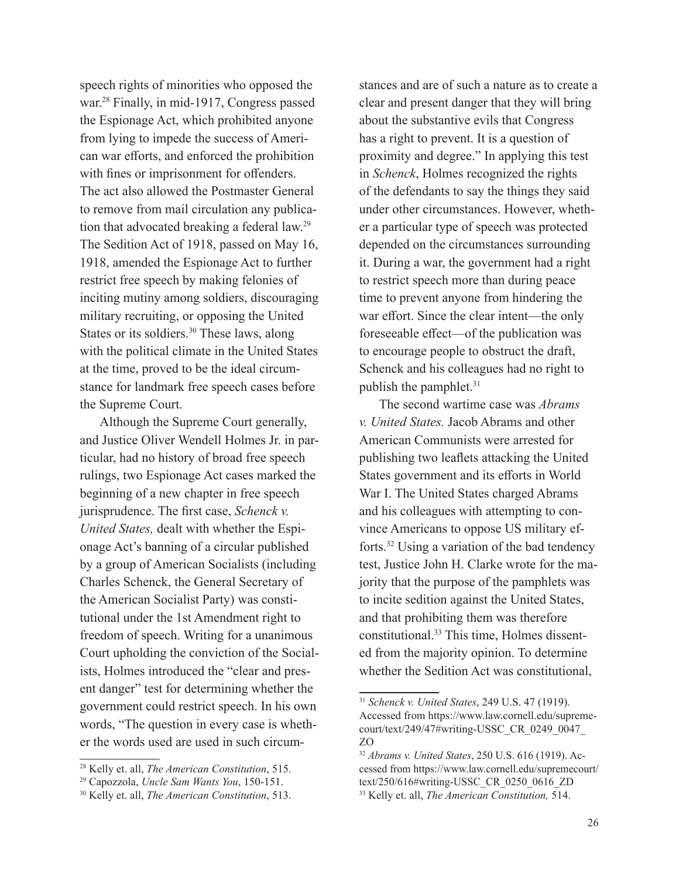speech rights of minorities who opposed the war.[28] Finally, in mid-1917, Congress passed the Espionage Act, which prohibited anyone from lying to impede the success of American war efforts, and enforced the prohibition with fines or imprisonment for offenders. The act also allowed the Postmaster General to remove from mail circulation any publication that advocated breaking a federal law.[29] The Sedition Act of 1918, passed on May 16, 1918, amended the Espionage Act to further restrict free speech by making felonies of inciting mutiny among soldiers, discouraging military recruiting, or opposing the United States or its soldiers.[30] These laws, along with the political climate in the United States at the time, proved to be the ideal circumstance for landmark free speech cases before the Supreme Court.

Although the Supreme Court generally, and Justice Oliver Wendell Holmes Jr. in particular, had no history of broad free speech rulings, two Espionage Act cases marked the beginning of a new chapter in free speech jurisprudence. The first case, *Schenck v. United States,* dealt with whether the Espionage Act's banning of a circular published by a group of American Socialists (including Charles Schenck, the General Secretary of the American Socialist Party) was constitutional under the 1st Amendment right to freedom of speech. Writing for a unanimous Court upholding the conviction of the Socialists, Holmes introduced the "clear and present danger" test for determining whether the government could restrict speech. In his own words, "The question in every case is whether the words used are used in such circumstances and are of such a nature as to create a clear and present danger that they will bring about the substantive evils that Congress has a right to prevent. It is a question of proximity and degree." In applying this test in *Schenck*, Holmes recognized the rights of the defendants to say the things they said under other circumstances. However, whether a particular type of speech was protected depended on the circumstances surrounding it. During a war, the government had a right to restrict speech more than during peace time to prevent anyone from hindering the war effort. Since the clear intent—the only foreseeable effect—of the publication was to encourage people to obstruct the draft, Schenck and his colleagues had no right to publish the pamphlet.[31]

The second wartime case was *Abrams v. United States.* Jacob Abrams and other American Communists were arrested for publishing two leaflets attacking the United States government and its efforts in World War I. The United States charged Abrams and his colleagues with attempting to convince Americans to oppose US military efforts.[32] Using a variation of the bad tendency test, Justice John H. Clarke wrote for the majority that the purpose of the pamphlets was to incite sedition against the United States, and that prohibiting them was therefore constitutional.[33] This time, Holmes dissented from the majority opinion. To determine whether the Sedition Act was constitutional,

---

[28] Kelly et. all, *The American Constitution*, 515.

[29] Capozzola, *Uncle Sam Wants You*, 150-151.

[30] Kelly et. all, *The American Constitution*, 513.

[31] *Schenck v. United States*, 249 U.S. 47 (1919). Accessed from https://www.law.cornell.edu/supremecourt/text/249/47#writing-USSC_CR_0249_0047_ZO

[32] *Abrams v. United States*, 250 U.S. 616 (1919). Accessed from https://www.law.cornell.edu/supremecourt/text/250/616#writing-USSC_CR_0250_0616_ZD

[33] Kelly et. all, *The American Constitution,* 514.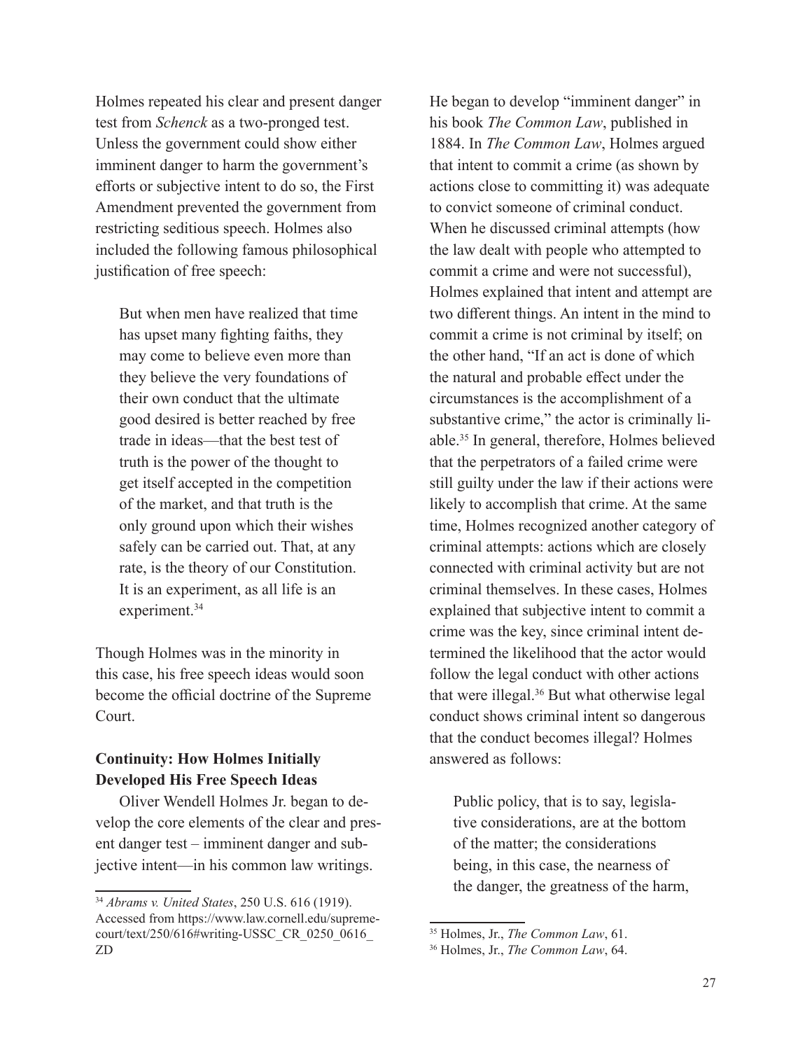Holmes repeated his clear and present danger test from *Schenck* as a two-pronged test. Unless the government could show either imminent danger to harm the government's efforts or subjective intent to do so, the First Amendment prevented the government from restricting seditious speech. Holmes also included the following famous philosophical justification of free speech:

> But when men have realized that time has upset many fighting faiths, they may come to believe even more than they believe the very foundations of their own conduct that the ultimate good desired is better reached by free trade in ideas—that the best test of truth is the power of the thought to get itself accepted in the competition of the market, and that truth is the only ground upon which their wishes safely can be carried out. That, at any rate, is the theory of our Constitution. It is an experiment, as all life is an experiment.[34]

Though Holmes was in the minority in this case, his free speech ideas would soon become the official doctrine of the Supreme Court.

**Continuity: How Holmes Initially Developed His Free Speech Ideas**

Oliver Wendell Holmes Jr. began to develop the core elements of the clear and present danger test – imminent danger and subjective intent—in his common law writings. He began to develop "imminent danger" in his book *The Common Law*, published in 1884. In *The Common Law*, Holmes argued that intent to commit a crime (as shown by actions close to committing it) was adequate to convict someone of criminal conduct. When he discussed criminal attempts (how the law dealt with people who attempted to commit a crime and were not successful), Holmes explained that intent and attempt are two different things. An intent in the mind to commit a crime is not criminal by itself; on the other hand, "If an act is done of which the natural and probable effect under the circumstances is the accomplishment of a substantive crime," the actor is criminally liable.[35] In general, therefore, Holmes believed that the perpetrators of a failed crime were still guilty under the law if their actions were likely to accomplish that crime. At the same time, Holmes recognized another category of criminal attempts: actions which are closely connected with criminal activity but are not criminal themselves. In these cases, Holmes explained that subjective intent to commit a crime was the key, since criminal intent determined the likelihood that the actor would follow the legal conduct with other actions that were illegal.[36] But what otherwise legal conduct shows criminal intent so dangerous that the conduct becomes illegal? Holmes answered as follows:

> Public policy, that is to say, legislative considerations, are at the bottom of the matter; the considerations being, in this case, the nearness of the danger, the greatness of the harm,

---

[34] *Abrams v. United States*, 250 U.S. 616 (1919). Accessed from https://www.law.cornell.edu/supremecourt/text/250/616#writing-USSC_CR_0250_0616_ZD

[35] Holmes, Jr., *The Common Law*, 61.

[36] Holmes, Jr., *The Common Law*, 64.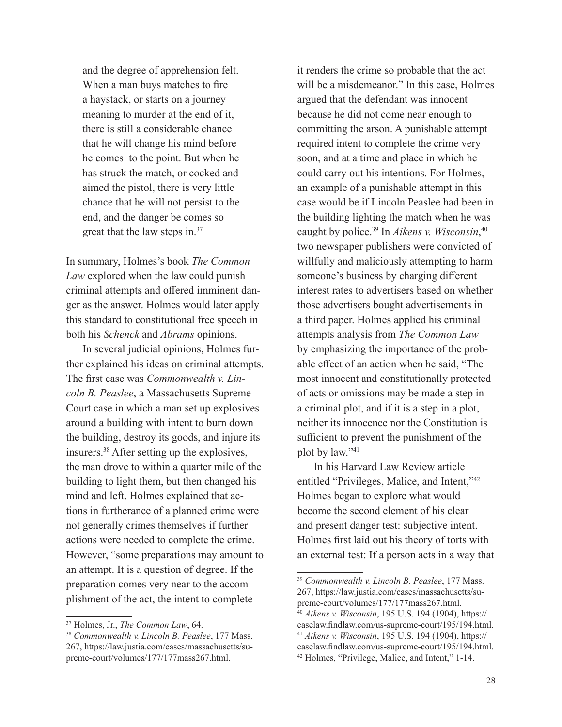> and the degree of apprehension felt. When a man buys matches to fire a haystack, or starts on a journey meaning to murder at the end of it, there is still a considerable chance that he will change his mind before he comes to the point. But when he has struck the match, or cocked and aimed the pistol, there is very little chance that he will not persist to the end, and the danger be comes so great that the law steps in.[37]

In summary, Holmes's book *The Common Law* explored when the law could punish criminal attempts and offered imminent danger as the answer. Holmes would later apply this standard to constitutional free speech in both his *Schenck* and *Abrams* opinions.

In several judicial opinions, Holmes further explained his ideas on criminal attempts. The first case was *Commonwealth v. Lincoln B. Peaslee*, a Massachusetts Supreme Court case in which a man set up explosives around a building with intent to burn down the building, destroy its goods, and injure its insurers.[38] After setting up the explosives, the man drove to within a quarter mile of the building to light them, but then changed his mind and left. Holmes explained that actions in furtherance of a planned crime were not generally crimes themselves if further actions were needed to complete the crime. However, "some preparations may amount to an attempt. It is a question of degree. If the preparation comes very near to the accomplishment of the act, the intent to complete it renders the crime so probable that the act will be a misdemeanor." In this case, Holmes argued that the defendant was innocent because he did not come near enough to committing the arson. A punishable attempt required intent to complete the crime very soon, and at a time and place in which he could carry out his intentions. For Holmes, an example of a punishable attempt in this case would be if Lincoln Peaslee had been in the building lighting the match when he was caught by police.[39] In *Aikens v. Wisconsin*,[40] two newspaper publishers were convicted of willfully and maliciously attempting to harm someone's business by charging different interest rates to advertisers based on whether those advertisers bought advertisements in a third paper. Holmes applied his criminal attempts analysis from *The Common Law* by emphasizing the importance of the probable effect of an action when he said, "The most innocent and constitutionally protected of acts or omissions may be made a step in a criminal plot, and if it is a step in a plot, neither its innocence nor the Constitution is sufficient to prevent the punishment of the plot by law."[41]

In his Harvard Law Review article entitled "Privileges, Malice, and Intent,"[42] Holmes began to explore what would become the second element of his clear and present danger test: subjective intent. Holmes first laid out his theory of torts with an external test: If a person acts in a way that

---

[37] Holmes, Jr., *The Common Law*, 64.

[38] *Commonwealth v. Lincoln B. Peaslee*, 177 Mass. 267, https://law.justia.com/cases/massachusetts/supreme-court/volumes/177/177mass267.html.

[39] *Commonwealth v. Lincoln B. Peaslee*, 177 Mass. 267, https://law.justia.com/cases/massachusetts/supreme-court/volumes/177/177mass267.html.

[40] *Aikens v. Wisconsin*, 195 U.S. 194 (1904), https://caselaw.findlaw.com/us-supreme-court/195/194.html.

[41] *Aikens v. Wisconsin*, 195 U.S. 194 (1904), https://caselaw.findlaw.com/us-supreme-court/195/194.html.

[42] Holmes, "Privilege, Malice, and Intent," 1-14.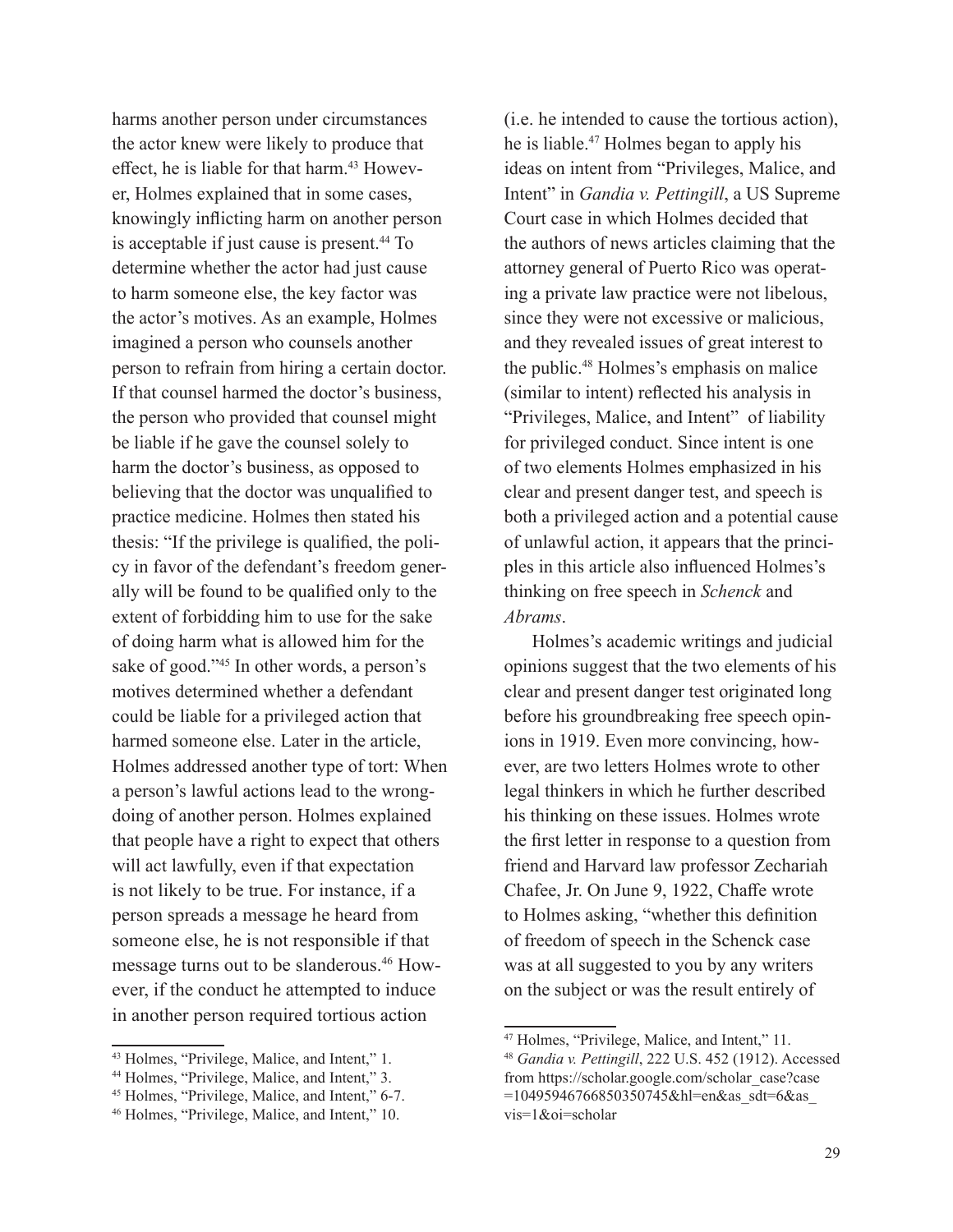harms another person under circumstances the actor knew were likely to produce that effect, he is liable for that harm.[43] However, Holmes explained that in some cases, knowingly inflicting harm on another person is acceptable if just cause is present.[44] To determine whether the actor had just cause to harm someone else, the key factor was the actor's motives. As an example, Holmes imagined a person who counsels another person to refrain from hiring a certain doctor. If that counsel harmed the doctor's business, the person who provided that counsel might be liable if he gave the counsel solely to harm the doctor's business, as opposed to believing that the doctor was unqualified to practice medicine. Holmes then stated his thesis: "If the privilege is qualified, the policy in favor of the defendant's freedom generally will be found to be qualified only to the extent of forbidding him to use for the sake of doing harm what is allowed him for the sake of good."[45] In other words, a person's motives determined whether a defendant could be liable for a privileged action that harmed someone else. Later in the article, Holmes addressed another type of tort: When a person's lawful actions lead to the wrongdoing of another person. Holmes explained that people have a right to expect that others will act lawfully, even if that expectation is not likely to be true. For instance, if a person spreads a message he heard from someone else, he is not responsible if that message turns out to be slanderous.[46] However, if the conduct he attempted to induce in another person required tortious action (i.e. he intended to cause the tortious action), he is liable.[47] Holmes began to apply his ideas on intent from "Privileges, Malice, and Intent" in *Gandia v. Pettingill*, a US Supreme Court case in which Holmes decided that the authors of news articles claiming that the attorney general of Puerto Rico was operating a private law practice were not libelous, since they were not excessive or malicious, and they revealed issues of great interest to the public.[48] Holmes's emphasis on malice (similar to intent) reflected his analysis in "Privileges, Malice, and Intent" of liability for privileged conduct. Since intent is one of two elements Holmes emphasized in his clear and present danger test, and speech is both a privileged action and a potential cause of unlawful action, it appears that the principles in this article also influenced Holmes's thinking on free speech in *Schenck* and *Abrams*.

Holmes's academic writings and judicial opinions suggest that the two elements of his clear and present danger test originated long before his groundbreaking free speech opinions in 1919. Even more convincing, however, are two letters Holmes wrote to other legal thinkers in which he further described his thinking on these issues. Holmes wrote the first letter in response to a question from friend and Harvard law professor Zechariah Chafee, Jr. On June 9, 1922, Chaffe wrote to Holmes asking, "whether this definition of freedom of speech in the Schenck case was at all suggested to you by any writers on the subject or was the result entirely of

---

[43] Holmes, "Privilege, Malice, and Intent," 1.

[44] Holmes, "Privilege, Malice, and Intent," 3.

[45] Holmes, "Privilege, Malice, and Intent," 6-7.

[46] Holmes, "Privilege, Malice, and Intent," 10.

[47] Holmes, "Privilege, Malice, and Intent," 11.

[48] *Gandia v. Pettingill*, 222 U.S. 452 (1912). Accessed from https://scholar.google.com/scholar_case?case=10495946766850350745&hl=en&as_sdt=6&as_vis=1&oi=scholar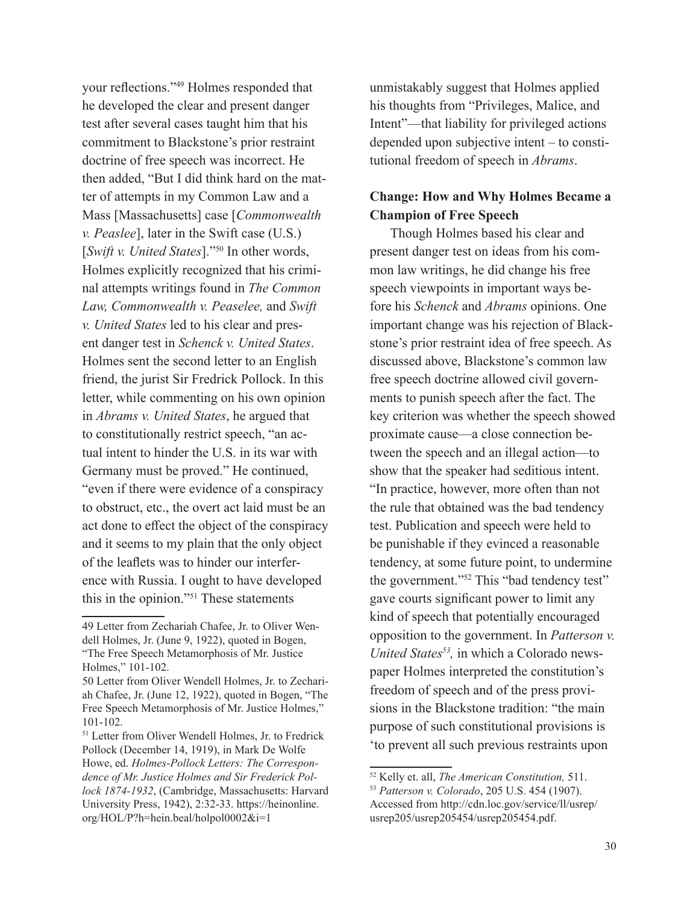your reflections."[49] Holmes responded that he developed the clear and present danger test after several cases taught him that his commitment to Blackstone's prior restraint doctrine of free speech was incorrect. He then added, "But I did think hard on the matter of attempts in my Common Law and a Mass [Massachusetts] case [*Commonwealth v. Peaslee*], later in the Swift case (U.S.) [*Swift v. United States*]."[50] In other words, Holmes explicitly recognized that his criminal attempts writings found in *The Common Law, Commonwealth v. Peaselee,* and *Swift v. United States* led to his clear and present danger test in *Schenck v. United States*. Holmes sent the second letter to an English friend, the jurist Sir Fredrick Pollock. In this letter, while commenting on his own opinion in *Abrams v. United States*, he argued that to constitutionally restrict speech, "an actual intent to hinder the U.S. in its war with Germany must be proved." He continued, "even if there were evidence of a conspiracy to obstruct, etc., the overt act laid must be an act done to effect the object of the conspiracy and it seems to my plain that the only object of the leaflets was to hinder our interference with Russia. I ought to have developed this in the opinion."[51] These statements unmistakably suggest that Holmes applied his thoughts from "Privileges, Malice, and Intent"—that liability for privileged actions depended upon subjective intent – to constitutional freedom of speech in *Abrams*.

## Change: How and Why Holmes Became a Champion of Free Speech

Though Holmes based his clear and present danger test on ideas from his common law writings, he did change his free speech viewpoints in important ways before his *Schenck* and *Abrams* opinions. One important change was his rejection of Blackstone's prior restraint idea of free speech. As discussed above, Blackstone's common law free speech doctrine allowed civil governments to punish speech after the fact. The key criterion was whether the speech showed proximate cause—a close connection between the speech and an illegal action—to show that the speaker had seditious intent. "In practice, however, more often than not the rule that obtained was the bad tendency test. Publication and speech were held to be punishable if they evinced a reasonable tendency, at some future point, to undermine the government."[52] This "bad tendency test" gave courts significant power to limit any kind of speech that potentially encouraged opposition to the government. In *Patterson v. United States*[53], in which a Colorado newspaper Holmes interpreted the constitution's freedom of speech and of the press provisions in the Blackstone tradition: "the main purpose of such constitutional provisions is 'to prevent all such previous restraints upon

---

49 Letter from Zechariah Chafee, Jr. to Oliver Wendell Holmes, Jr. (June 9, 1922), quoted in Bogen, "The Free Speech Metamorphosis of Mr. Justice Holmes," 101-102.

50 Letter from Oliver Wendell Holmes, Jr. to Zechariah Chafee, Jr. (June 12, 1922), quoted in Bogen, "The Free Speech Metamorphosis of Mr. Justice Holmes," 101-102.

51 Letter from Oliver Wendell Holmes, Jr. to Fredrick Pollock (December 14, 1919), in Mark De Wolfe Howe, ed. *Holmes-Pollock Letters: The Correspondence of Mr. Justice Holmes and Sir Frederick Pollock 1874-1932*, (Cambridge, Massachusetts: Harvard University Press, 1942), 2:32-33. https://heinonline.org/HOL/P?h=hein.beal/holpol0002&i=1

52 Kelly et. all, *The American Constitution,* 511.

53 *Patterson v. Colorado*, 205 U.S. 454 (1907). Accessed from http://cdn.loc.gov/service/ll/usrep/usrep205/usrep205454/usrep205454.pdf.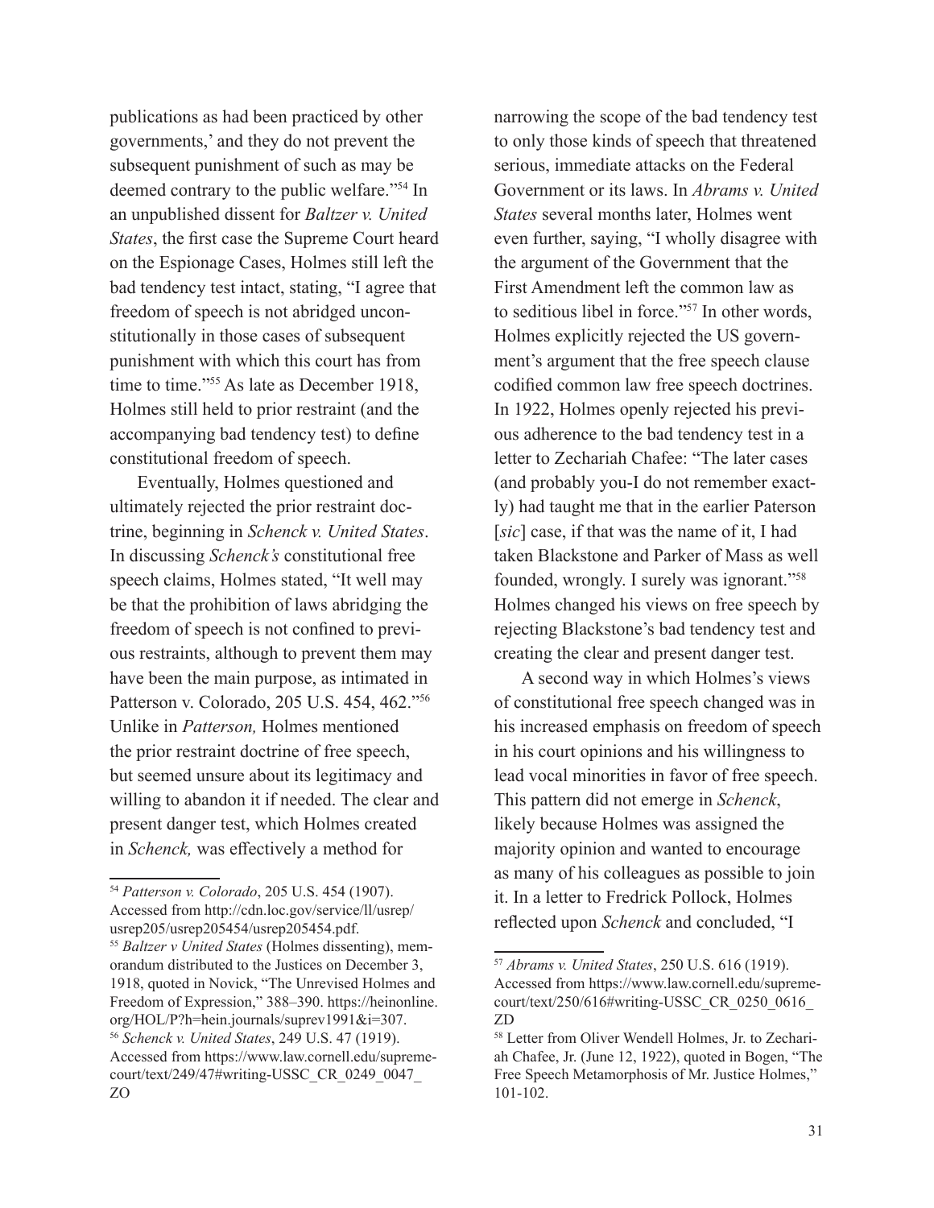publications as had been practiced by other governments,' and they do not prevent the subsequent punishment of such as may be deemed contrary to the public welfare."[54] In an unpublished dissent for *Baltzer v. United States*, the first case the Supreme Court heard on the Espionage Cases, Holmes still left the bad tendency test intact, stating, "I agree that freedom of speech is not abridged unconstitutionally in those cases of subsequent punishment with which this court has from time to time."[55] As late as December 1918, Holmes still held to prior restraint (and the accompanying bad tendency test) to define constitutional freedom of speech.

Eventually, Holmes questioned and ultimately rejected the prior restraint doctrine, beginning in *Schenck v. United States*. In discussing *Schenck's* constitutional free speech claims, Holmes stated, "It well may be that the prohibition of laws abridging the freedom of speech is not confined to previous restraints, although to prevent them may have been the main purpose, as intimated in Patterson v. Colorado, 205 U.S. 454, 462."[56] Unlike in *Patterson,* Holmes mentioned the prior restraint doctrine of free speech, but seemed unsure about its legitimacy and willing to abandon it if needed. The clear and present danger test, which Holmes created in *Schenck,* was effectively a method for narrowing the scope of the bad tendency test to only those kinds of speech that threatened serious, immediate attacks on the Federal Government or its laws. In *Abrams v. United States* several months later, Holmes went even further, saying, "I wholly disagree with the argument of the Government that the First Amendment left the common law as to seditious libel in force."[57] In other words, Holmes explicitly rejected the US government's argument that the free speech clause codified common law free speech doctrines. In 1922, Holmes openly rejected his previous adherence to the bad tendency test in a letter to Zechariah Chafee: "The later cases (and probably you-I do not remember exactly) had taught me that in the earlier Paterson [*sic*] case, if that was the name of it, I had taken Blackstone and Parker of Mass as well founded, wrongly. I surely was ignorant."[58] Holmes changed his views on free speech by rejecting Blackstone's bad tendency test and creating the clear and present danger test.

A second way in which Holmes's views of constitutional free speech changed was in his increased emphasis on freedom of speech in his court opinions and his willingness to lead vocal minorities in favor of free speech. This pattern did not emerge in *Schenck*, likely because Holmes was assigned the majority opinion and wanted to encourage as many of his colleagues as possible to join it. In a letter to Fredrick Pollock, Holmes reflected upon *Schenck* and concluded, "I

---

[54] *Patterson v. Colorado*, 205 U.S. 454 (1907). Accessed from http://cdn.loc.gov/service/ll/usrep/usrep205/usrep205454/usrep205454.pdf.

[55] *Baltzer v United States* (Holmes dissenting), memorandum distributed to the Justices on December 3, 1918, quoted in Novick, "The Unrevised Holmes and Freedom of Expression," 388–390. https://heinonline.org/HOL/P?h=hein.journals/suprev1991&i=307.

[56] *Schenck v. United States*, 249 U.S. 47 (1919). Accessed from https://www.law.cornell.edu/supremecourt/text/249/47#writing-USSC_CR_0249_0047_ZO

[57] *Abrams v. United States*, 250 U.S. 616 (1919). Accessed from https://www.law.cornell.edu/supremecourt/text/250/616#writing-USSC_CR_0250_0616_ZD

[58] Letter from Oliver Wendell Holmes, Jr. to Zechariah Chafee, Jr. (June 12, 1922), quoted in Bogen, "The Free Speech Metamorphosis of Mr. Justice Holmes," 101-102.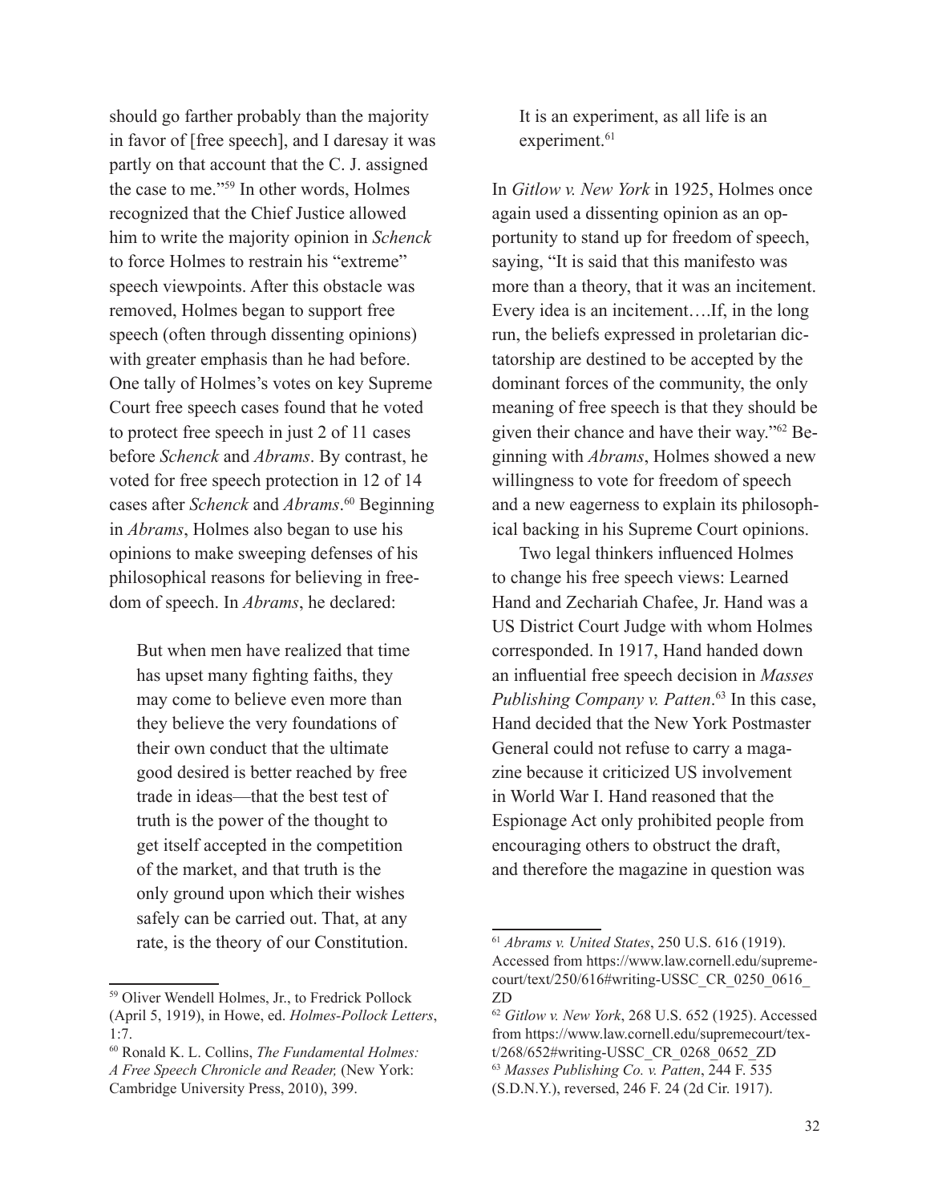should go farther probably than the majority in favor of [free speech], and I daresay it was partly on that account that the C. J. assigned the case to me."[59] In other words, Holmes recognized that the Chief Justice allowed him to write the majority opinion in *Schenck* to force Holmes to restrain his "extreme" speech viewpoints. After this obstacle was removed, Holmes began to support free speech (often through dissenting opinions) with greater emphasis than he had before. One tally of Holmes's votes on key Supreme Court free speech cases found that he voted to protect free speech in just 2 of 11 cases before *Schenck* and *Abrams*. By contrast, he voted for free speech protection in 12 of 14 cases after *Schenck* and *Abrams*.[60] Beginning in *Abrams*, Holmes also began to use his opinions to make sweeping defenses of his philosophical reasons for believing in freedom of speech. In *Abrams*, he declared:

> But when men have realized that time has upset many fighting faiths, they may come to believe even more than they believe the very foundations of their own conduct that the ultimate good desired is better reached by free trade in ideas—that the best test of truth is the power of the thought to get itself accepted in the competition of the market, and that truth is the only ground upon which their wishes safely can be carried out. That, at any rate, is the theory of our Constitution. It is an experiment, as all life is an experiment.[61]

In *Gitlow v. New York* in 1925, Holmes once again used a dissenting opinion as an opportunity to stand up for freedom of speech, saying, "It is said that this manifesto was more than a theory, that it was an incitement. Every idea is an incitement….If, in the long run, the beliefs expressed in proletarian dictatorship are destined to be accepted by the dominant forces of the community, the only meaning of free speech is that they should be given their chance and have their way."[62] Beginning with *Abrams*, Holmes showed a new willingness to vote for freedom of speech and a new eagerness to explain its philosophical backing in his Supreme Court opinions.

Two legal thinkers influenced Holmes to change his free speech views: Learned Hand and Zechariah Chafee, Jr. Hand was a US District Court Judge with whom Holmes corresponded. In 1917, Hand handed down an influential free speech decision in *Masses Publishing Company v. Patten*.[63] In this case, Hand decided that the New York Postmaster General could not refuse to carry a magazine because it criticized US involvement in World War I. Hand reasoned that the Espionage Act only prohibited people from encouraging others to obstruct the draft, and therefore the magazine in question was

---

[59] Oliver Wendell Holmes, Jr., to Fredrick Pollock (April 5, 1919), in Howe, ed. *Holmes-Pollock Letters*, 1:7.

[60] Ronald K. L. Collins, *The Fundamental Holmes: A Free Speech Chronicle and Reader,* (New York: Cambridge University Press, 2010), 399.

[61] *Abrams v. United States*, 250 U.S. 616 (1919). Accessed from https://www.law.cornell.edu/supremecourt/text/250/616#writing-USSC_CR_0250_0616_ZD

[62] *Gitlow v. New York*, 268 U.S. 652 (1925). Accessed from https://www.law.cornell.edu/supremecourt/text/268/652#writing-USSC_CR_0268_0652_ZD

[63] *Masses Publishing Co. v. Patten*, 244 F. 535 (S.D.N.Y.), reversed, 246 F. 24 (2d Cir. 1917).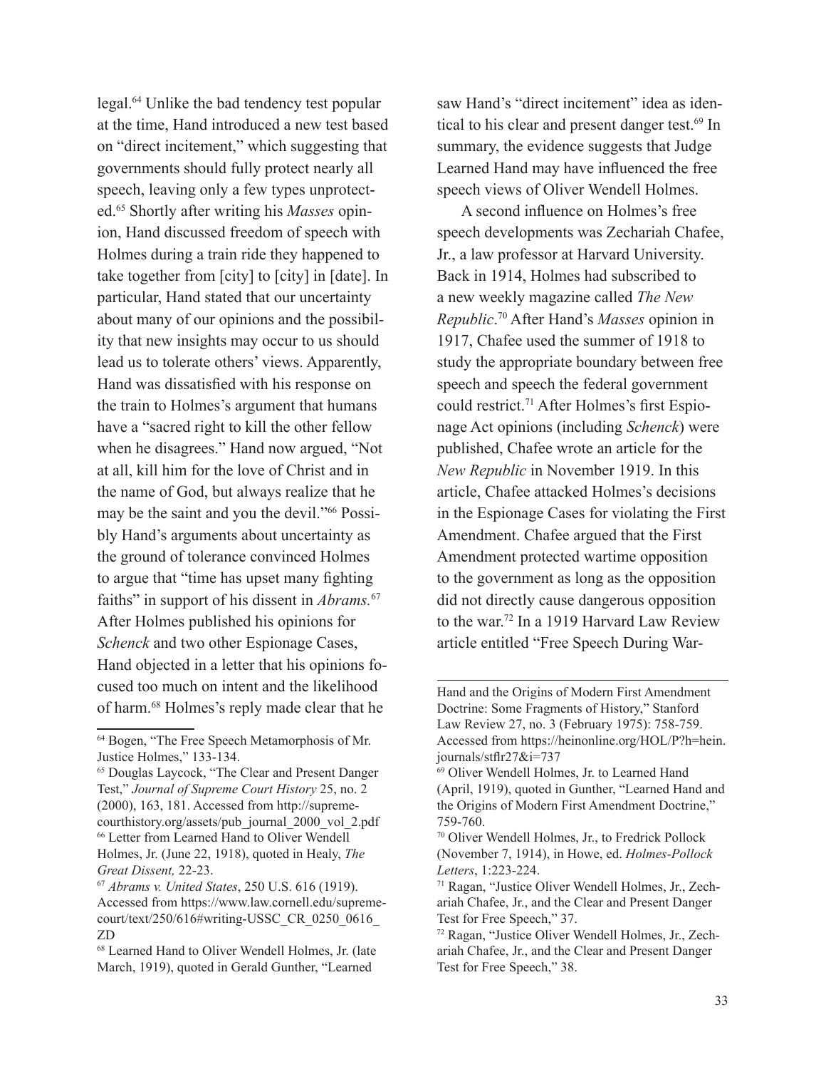legal.[64] Unlike the bad tendency test popular at the time, Hand introduced a new test based on "direct incitement," which suggesting that governments should fully protect nearly all speech, leaving only a few types unprotected.[65] Shortly after writing his *Masses* opinion, Hand discussed freedom of speech with Holmes during a train ride they happened to take together from [city] to [city] in [date]. In particular, Hand stated that our uncertainty about many of our opinions and the possibility that new insights may occur to us should lead us to tolerate others' views. Apparently, Hand was dissatisfied with his response on the train to Holmes's argument that humans have a "sacred right to kill the other fellow when he disagrees." Hand now argued, "Not at all, kill him for the love of Christ and in the name of God, but always realize that he may be the saint and you the devil."[66] Possibly Hand's arguments about uncertainty as the ground of tolerance convinced Holmes to argue that "time has upset many fighting faiths" in support of his dissent in *Abrams.*[67] After Holmes published his opinions for *Schenck* and two other Espionage Cases, Hand objected in a letter that his opinions focused too much on intent and the likelihood of harm.[68] Holmes's reply made clear that he saw Hand's "direct incitement" idea as identical to his clear and present danger test.[69] In summary, the evidence suggests that Judge Learned Hand may have influenced the free speech views of Oliver Wendell Holmes.

A second influence on Holmes's free speech developments was Zechariah Chafee, Jr., a law professor at Harvard University. Back in 1914, Holmes had subscribed to a new weekly magazine called *The New Republic*.[70] After Hand's *Masses* opinion in 1917, Chafee used the summer of 1918 to study the appropriate boundary between free speech and speech the federal government could restrict.[71] After Holmes's first Espionage Act opinions (including *Schenck*) were published, Chafee wrote an article for the *New Republic* in November 1919. In this article, Chafee attacked Holmes's decisions in the Espionage Cases for violating the First Amendment. Chafee argued that the First Amendment protected wartime opposition to the government as long as the opposition did not directly cause dangerous opposition to the war.[72] In a 1919 Harvard Law Review article entitled "Free Speech During War-

---

[64] Bogen, "The Free Speech Metamorphosis of Mr. Justice Holmes," 133-134.

[65] Douglas Laycock, "The Clear and Present Danger Test," *Journal of Supreme Court History* 25, no. 2 (2000), 163, 181. Accessed from http://supremecourthistory.org/assets/pub_journal_2000_vol_2.pdf

[66] Letter from Learned Hand to Oliver Wendell Holmes, Jr. (June 22, 1918), quoted in Healy, *The Great Dissent,* 22-23.

[67] *Abrams v. United States*, 250 U.S. 616 (1919). Accessed from https://www.law.cornell.edu/supremecourt/text/250/616#writing-USSC_CR_0250_0616_ZD

[68] Learned Hand to Oliver Wendell Holmes, Jr. (late March, 1919), quoted in Gerald Gunther, "Learned Hand and the Origins of Modern First Amendment Doctrine: Some Fragments of History," Stanford Law Review 27, no. 3 (February 1975): 758-759. Accessed from https://heinonline.org/HOL/P?h=hein.journals/stflr27&i=737

[69] Oliver Wendell Holmes, Jr. to Learned Hand (April, 1919), quoted in Gunther, "Learned Hand and the Origins of Modern First Amendment Doctrine," 759-760.

[70] Oliver Wendell Holmes, Jr., to Fredrick Pollock (November 7, 1914), in Howe, ed. *Holmes-Pollock Letters*, 1:223-224.

[71] Ragan, "Justice Oliver Wendell Holmes, Jr., Zechariah Chafee, Jr., and the Clear and Present Danger Test for Free Speech," 37.

[72] Ragan, "Justice Oliver Wendell Holmes, Jr., Zechariah Chafee, Jr., and the Clear and Present Danger Test for Free Speech," 38.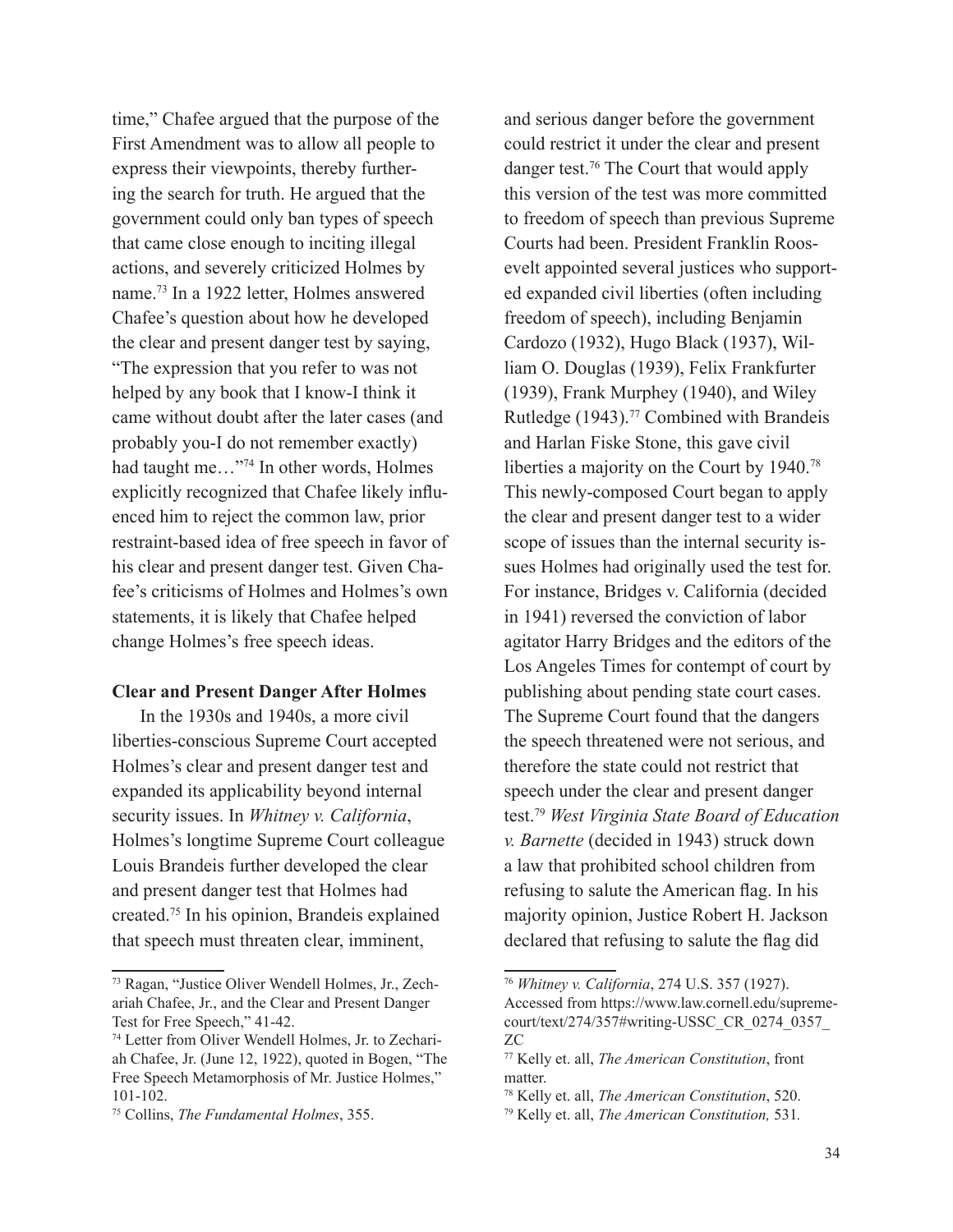time," Chafee argued that the purpose of the First Amendment was to allow all people to express their viewpoints, thereby furthering the search for truth. He argued that the government could only ban types of speech that came close enough to inciting illegal actions, and severely criticized Holmes by name.[73] In a 1922 letter, Holmes answered Chafee's question about how he developed the clear and present danger test by saying, "The expression that you refer to was not helped by any book that I know-I think it came without doubt after the later cases (and probably you-I do not remember exactly) had taught me…"[74] In other words, Holmes explicitly recognized that Chafee likely influenced him to reject the common law, prior restraint-based idea of free speech in favor of his clear and present danger test. Given Chafee's criticisms of Holmes and Holmes's own statements, it is likely that Chafee helped change Holmes's free speech ideas.

**Clear and Present Danger After Holmes**

In the 1930s and 1940s, a more civil liberties-conscious Supreme Court accepted Holmes's clear and present danger test and expanded its applicability beyond internal security issues. In *Whitney v. California*, Holmes's longtime Supreme Court colleague Louis Brandeis further developed the clear and present danger test that Holmes had created.[75] In his opinion, Brandeis explained that speech must threaten clear, imminent, and serious danger before the government could restrict it under the clear and present danger test.[76] The Court that would apply this version of the test was more committed to freedom of speech than previous Supreme Courts had been. President Franklin Roosevelt appointed several justices who supported expanded civil liberties (often including freedom of speech), including Benjamin Cardozo (1932), Hugo Black (1937), William O. Douglas (1939), Felix Frankfurter (1939), Frank Murphey (1940), and Wiley Rutledge (1943).[77] Combined with Brandeis and Harlan Fiske Stone, this gave civil liberties a majority on the Court by 1940.[78] This newly-composed Court began to apply the clear and present danger test to a wider scope of issues than the internal security issues Holmes had originally used the test for. For instance, Bridges v. California (decided in 1941) reversed the conviction of labor agitator Harry Bridges and the editors of the Los Angeles Times for contempt of court by publishing about pending state court cases. The Supreme Court found that the dangers the speech threatened were not serious, and therefore the state could not restrict that speech under the clear and present danger test.[79] *West Virginia State Board of Education v. Barnette* (decided in 1943) struck down a law that prohibited school children from refusing to salute the American flag. In his majority opinion, Justice Robert H. Jackson declared that refusing to salute the flag did

---

[73] Ragan, "Justice Oliver Wendell Holmes, Jr., Zechariah Chafee, Jr., and the Clear and Present Danger Test for Free Speech," 41-42.

[74] Letter from Oliver Wendell Holmes, Jr. to Zechariah Chafee, Jr. (June 12, 1922), quoted in Bogen, "The Free Speech Metamorphosis of Mr. Justice Holmes," 101-102.

[75] Collins, *The Fundamental Holmes*, 355.

[76] *Whitney v. California*, 274 U.S. 357 (1927). Accessed from https://www.law.cornell.edu/supremecourt/text/274/357#writing-USSC_CR_0274_0357_ZC

[77] Kelly et. all, *The American Constitution*, front matter.

[78] Kelly et. all, *The American Constitution*, 520.

[79] Kelly et. all, *The American Constitution,* 531.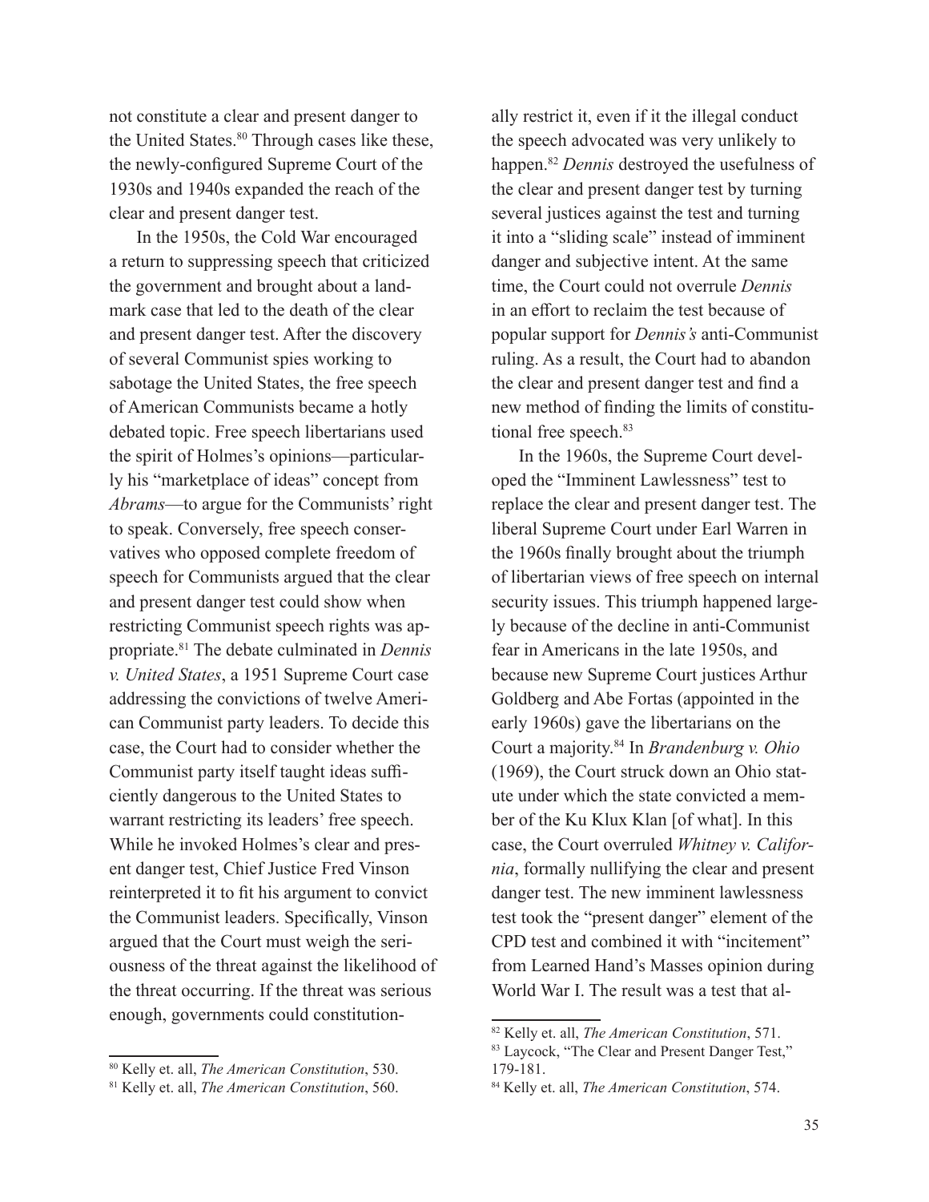not constitute a clear and present danger to the United States.[80] Through cases like these, the newly-configured Supreme Court of the 1930s and 1940s expanded the reach of the clear and present danger test.

In the 1950s, the Cold War encouraged a return to suppressing speech that criticized the government and brought about a landmark case that led to the death of the clear and present danger test. After the discovery of several Communist spies working to sabotage the United States, the free speech of American Communists became a hotly debated topic. Free speech libertarians used the spirit of Holmes's opinions—particularly his "marketplace of ideas" concept from *Abrams*—to argue for the Communists' right to speak. Conversely, free speech conservatives who opposed complete freedom of speech for Communists argued that the clear and present danger test could show when restricting Communist speech rights was appropriate.[81] The debate culminated in *Dennis v. United States*, a 1951 Supreme Court case addressing the convictions of twelve American Communist party leaders. To decide this case, the Court had to consider whether the Communist party itself taught ideas sufficiently dangerous to the United States to warrant restricting its leaders' free speech. While he invoked Holmes's clear and present danger test, Chief Justice Fred Vinson reinterpreted it to fit his argument to convict the Communist leaders. Specifically, Vinson argued that the Court must weigh the seriousness of the threat against the likelihood of the threat occurring. If the threat was serious enough, governments could constitutionally restrict it, even if it the illegal conduct the speech advocated was very unlikely to happen.[82] *Dennis* destroyed the usefulness of the clear and present danger test by turning several justices against the test and turning it into a "sliding scale" instead of imminent danger and subjective intent. At the same time, the Court could not overrule *Dennis* in an effort to reclaim the test because of popular support for *Dennis's* anti-Communist ruling. As a result, the Court had to abandon the clear and present danger test and find a new method of finding the limits of constitutional free speech.[83]

In the 1960s, the Supreme Court developed the "Imminent Lawlessness" test to replace the clear and present danger test. The liberal Supreme Court under Earl Warren in the 1960s finally brought about the triumph of libertarian views of free speech on internal security issues. This triumph happened largely because of the decline in anti-Communist fear in Americans in the late 1950s, and because new Supreme Court justices Arthur Goldberg and Abe Fortas (appointed in the early 1960s) gave the libertarians on the Court a majority.[84] In *Brandenburg v. Ohio* (1969), the Court struck down an Ohio statute under which the state convicted a member of the Ku Klux Klan [of what]. In this case, the Court overruled *Whitney v. California*, formally nullifying the clear and present danger test. The new imminent lawlessness test took the "present danger" element of the CPD test and combined it with "incitement" from Learned Hand's Masses opinion during World War I. The result was a test that al-

---

[80] Kelly et. all, *The American Constitution*, 530.

[81] Kelly et. all, *The American Constitution*, 560.

[82] Kelly et. all, *The American Constitution*, 571.

[83] Laycock, "The Clear and Present Danger Test," 179-181.

[84] Kelly et. all, *The American Constitution*, 574.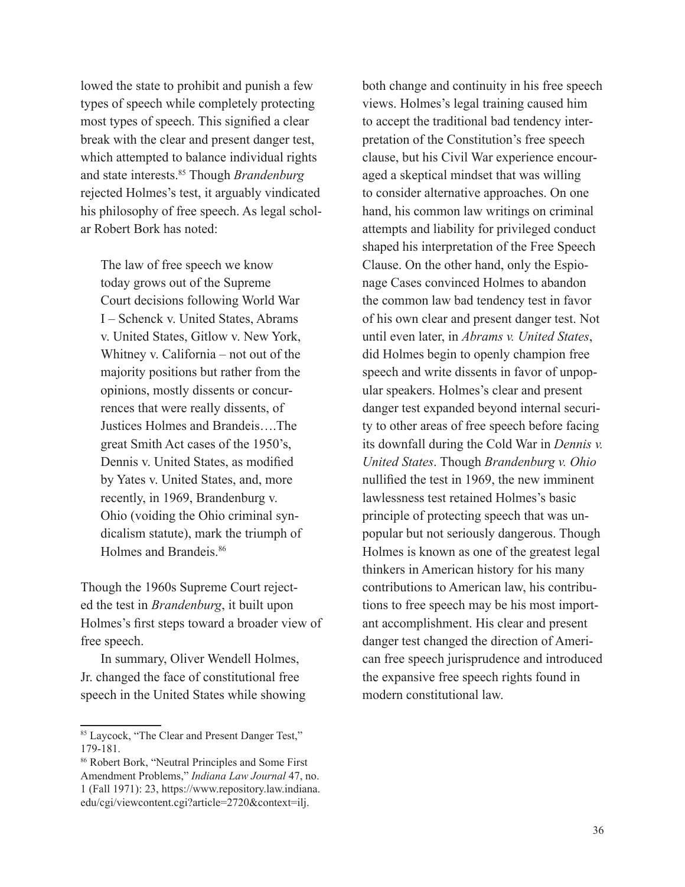lowed the state to prohibit and punish a few types of speech while completely protecting most types of speech. This signified a clear break with the clear and present danger test, which attempted to balance individual rights and state interests.[85] Though *Brandenburg* rejected Holmes's test, it arguably vindicated his philosophy of free speech. As legal scholar Robert Bork has noted:

> The law of free speech we know today grows out of the Supreme Court decisions following World War I – Schenck v. United States, Abrams v. United States, Gitlow v. New York, Whitney v. California – not out of the majority positions but rather from the opinions, mostly dissents or concurrences that were really dissents, of Justices Holmes and Brandeis….The great Smith Act cases of the 1950's, Dennis v. United States, as modified by Yates v. United States, and, more recently, in 1969, Brandenburg v. Ohio (voiding the Ohio criminal syndicalism statute), mark the triumph of Holmes and Brandeis.[86]

Though the 1960s Supreme Court rejected the test in *Brandenburg*, it built upon Holmes's first steps toward a broader view of free speech.

In summary, Oliver Wendell Holmes, Jr. changed the face of constitutional free speech in the United States while showing both change and continuity in his free speech views. Holmes's legal training caused him to accept the traditional bad tendency interpretation of the Constitution's free speech clause, but his Civil War experience encouraged a skeptical mindset that was willing to consider alternative approaches. On one hand, his common law writings on criminal attempts and liability for privileged conduct shaped his interpretation of the Free Speech Clause. On the other hand, only the Espionage Cases convinced Holmes to abandon the common law bad tendency test in favor of his own clear and present danger test. Not until even later, in *Abrams v. United States*, did Holmes begin to openly champion free speech and write dissents in favor of unpopular speakers. Holmes's clear and present danger test expanded beyond internal security to other areas of free speech before facing its downfall during the Cold War in *Dennis v. United States*. Though *Brandenburg v. Ohio* nullified the test in 1969, the new imminent lawlessness test retained Holmes's basic principle of protecting speech that was unpopular but not seriously dangerous. Though Holmes is known as one of the greatest legal thinkers in American history for his many contributions to American law, his contributions to free speech may be his most important accomplishment. His clear and present danger test changed the direction of American free speech jurisprudence and introduced the expansive free speech rights found in modern constitutional law.

---

[85] Laycock, "The Clear and Present Danger Test," 179-181.

[86] Robert Bork, "Neutral Principles and Some First Amendment Problems," *Indiana Law Journal* 47, no. 1 (Fall 1971): 23, https://www.repository.law.indiana.edu/cgi/viewcontent.cgi?article=2720&context=ilj.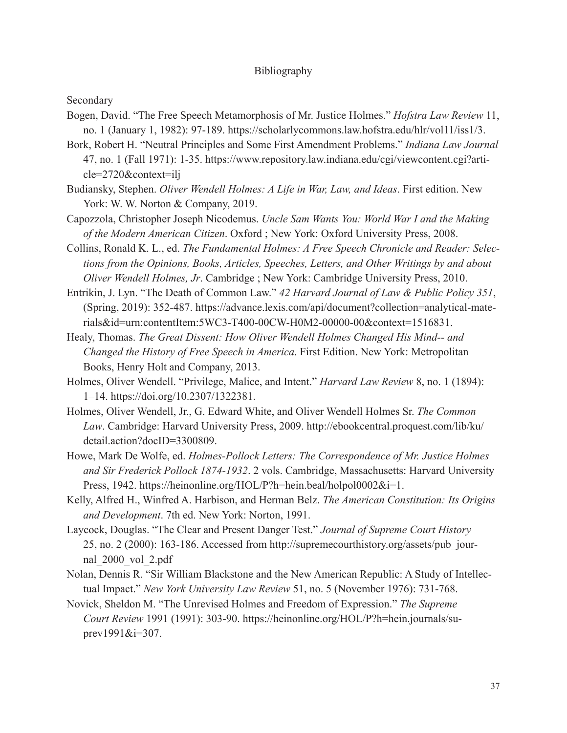# Bibliography

Secondary

Bogen, David. "The Free Speech Metamorphosis of Mr. Justice Holmes." *Hofstra Law Review* 11, no. 1 (January 1, 1982): 97-189. https://scholarlycommons.law.hofstra.edu/hlr/vol11/iss1/3.

Bork, Robert H. "Neutral Principles and Some First Amendment Problems." *Indiana Law Journal* 47, no. 1 (Fall 1971): 1-35. https://www.repository.law.indiana.edu/cgi/viewcontent.cgi?article=2720&context=ilj

Budiansky, Stephen. *Oliver Wendell Holmes: A Life in War, Law, and Ideas*. First edition. New York: W. W. Norton & Company, 2019.

Capozzola, Christopher Joseph Nicodemus. *Uncle Sam Wants You: World War I and the Making of the Modern American Citizen*. Oxford ; New York: Oxford University Press, 2008.

Collins, Ronald K. L., ed. *The Fundamental Holmes: A Free Speech Chronicle and Reader: Selections from the Opinions, Books, Articles, Speeches, Letters, and Other Writings by and about Oliver Wendell Holmes, Jr*. Cambridge ; New York: Cambridge University Press, 2010.

Entrikin, J. Lyn. "The Death of Common Law." *42 Harvard Journal of Law & Public Policy 351*, (Spring, 2019): 352-487. https://advance.lexis.com/api/document?collection=analytical-materials&id=urn:contentItem:5WC3-T400-00CW-H0M2-00000-00&context=1516831.

Healy, Thomas. *The Great Dissent: How Oliver Wendell Holmes Changed His Mind-- and Changed the History of Free Speech in America*. First Edition. New York: Metropolitan Books, Henry Holt and Company, 2013.

Holmes, Oliver Wendell. "Privilege, Malice, and Intent." *Harvard Law Review* 8, no. 1 (1894): 1–14. https://doi.org/10.2307/1322381.

Holmes, Oliver Wendell, Jr., G. Edward White, and Oliver Wendell Holmes Sr. *The Common Law*. Cambridge: Harvard University Press, 2009. http://ebookcentral.proquest.com/lib/ku/detail.action?docID=3300809.

Howe, Mark De Wolfe, ed. *Holmes-Pollock Letters: The Correspondence of Mr. Justice Holmes and Sir Frederick Pollock 1874-1932*. 2 vols. Cambridge, Massachusetts: Harvard University Press, 1942. https://heinonline.org/HOL/P?h=hein.beal/holpol0002&i=1.

Kelly, Alfred H., Winfred A. Harbison, and Herman Belz. *The American Constitution: Its Origins and Development*. 7th ed. New York: Norton, 1991.

Laycock, Douglas. "The Clear and Present Danger Test." *Journal of Supreme Court History* 25, no. 2 (2000): 163-186. Accessed from http://supremecourthistory.org/assets/pub_journal_2000_vol_2.pdf

Nolan, Dennis R. "Sir William Blackstone and the New American Republic: A Study of Intellectual Impact." *New York University Law Review* 51, no. 5 (November 1976): 731-768.

Novick, Sheldon M. "The Unrevised Holmes and Freedom of Expression." *The Supreme Court Review* 1991 (1991): 303-90. https://heinonline.org/HOL/P?h=hein.journals/suprev1991&i=307.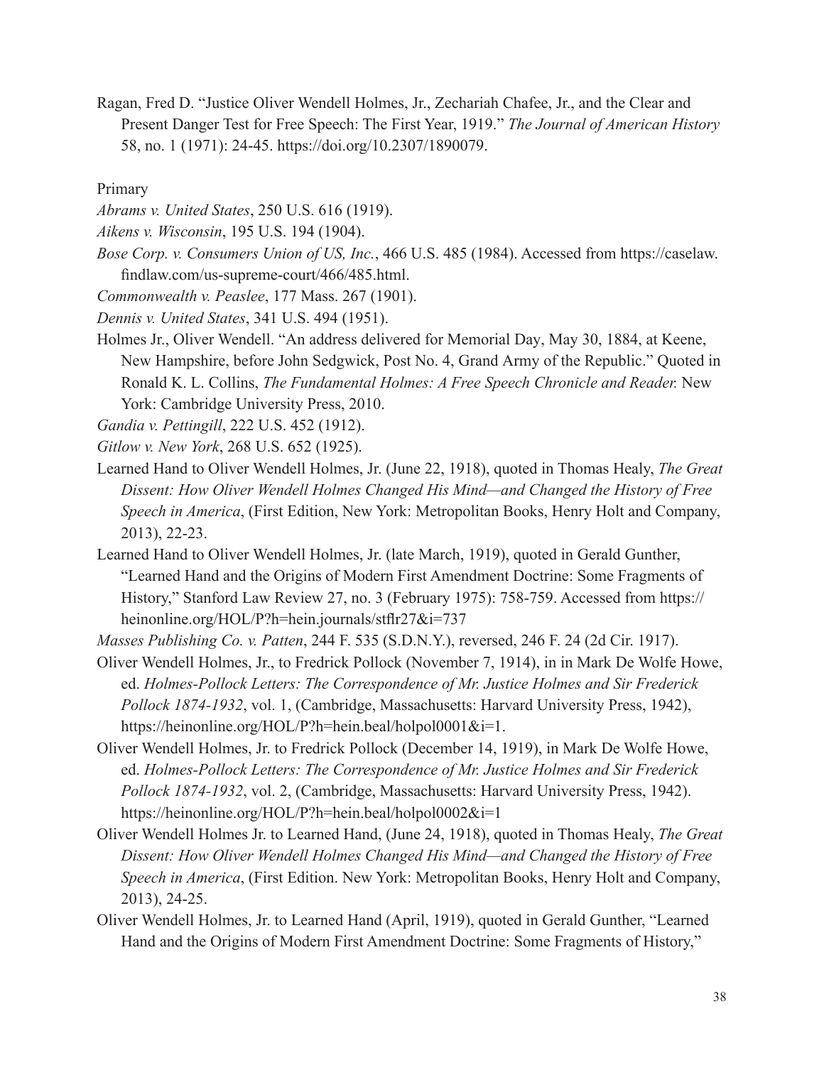Ragan, Fred D. "Justice Oliver Wendell Holmes, Jr., Zechariah Chafee, Jr., and the Clear and Present Danger Test for Free Speech: The First Year, 1919." *The Journal of American History* 58, no. 1 (1971): 24-45. https://doi.org/10.2307/1890079.

Primary

*Abrams v. United States*, 250 U.S. 616 (1919).

*Aikens v. Wisconsin*, 195 U.S. 194 (1904).

*Bose Corp. v. Consumers Union of US, Inc.*, 466 U.S. 485 (1984). Accessed from https://caselaw.findlaw.com/us-supreme-court/466/485.html.

*Commonwealth v. Peaslee*, 177 Mass. 267 (1901).

*Dennis v. United States*, 341 U.S. 494 (1951).

Holmes Jr., Oliver Wendell. "An address delivered for Memorial Day, May 30, 1884, at Keene, New Hampshire, before John Sedgwick, Post No. 4, Grand Army of the Republic." Quoted in Ronald K. L. Collins, *The Fundamental Holmes: A Free Speech Chronicle and Reader.* New York: Cambridge University Press, 2010.

*Gandia v. Pettingill*, 222 U.S. 452 (1912).

*Gitlow v. New York*, 268 U.S. 652 (1925).

Learned Hand to Oliver Wendell Holmes, Jr. (June 22, 1918), quoted in Thomas Healy, *The Great Dissent: How Oliver Wendell Holmes Changed His Mind—and Changed the History of Free Speech in America*, (First Edition, New York: Metropolitan Books, Henry Holt and Company, 2013), 22-23.

Learned Hand to Oliver Wendell Holmes, Jr. (late March, 1919), quoted in Gerald Gunther, "Learned Hand and the Origins of Modern First Amendment Doctrine: Some Fragments of History," Stanford Law Review 27, no. 3 (February 1975): 758-759. Accessed from https://heinonline.org/HOL/P?h=hein.journals/stflr27&i=737

*Masses Publishing Co. v. Patten*, 244 F. 535 (S.D.N.Y.), reversed, 246 F. 24 (2d Cir. 1917).

Oliver Wendell Holmes, Jr., to Fredrick Pollock (November 7, 1914), in in Mark De Wolfe Howe, ed. *Holmes-Pollock Letters: The Correspondence of Mr. Justice Holmes and Sir Frederick Pollock 1874-1932*, vol. 1, (Cambridge, Massachusetts: Harvard University Press, 1942), https://heinonline.org/HOL/P?h=hein.beal/holpol0001&i=1.

Oliver Wendell Holmes, Jr. to Fredrick Pollock (December 14, 1919), in Mark De Wolfe Howe, ed. *Holmes-Pollock Letters: The Correspondence of Mr. Justice Holmes and Sir Frederick Pollock 1874-1932*, vol. 2, (Cambridge, Massachusetts: Harvard University Press, 1942). https://heinonline.org/HOL/P?h=hein.beal/holpol0002&i=1

Oliver Wendell Holmes Jr. to Learned Hand, (June 24, 1918), quoted in Thomas Healy, *The Great Dissent: How Oliver Wendell Holmes Changed His Mind—and Changed the History of Free Speech in America*, (First Edition. New York: Metropolitan Books, Henry Holt and Company, 2013), 24-25.

Oliver Wendell Holmes, Jr. to Learned Hand (April, 1919), quoted in Gerald Gunther, "Learned Hand and the Origins of Modern First Amendment Doctrine: Some Fragments of History,"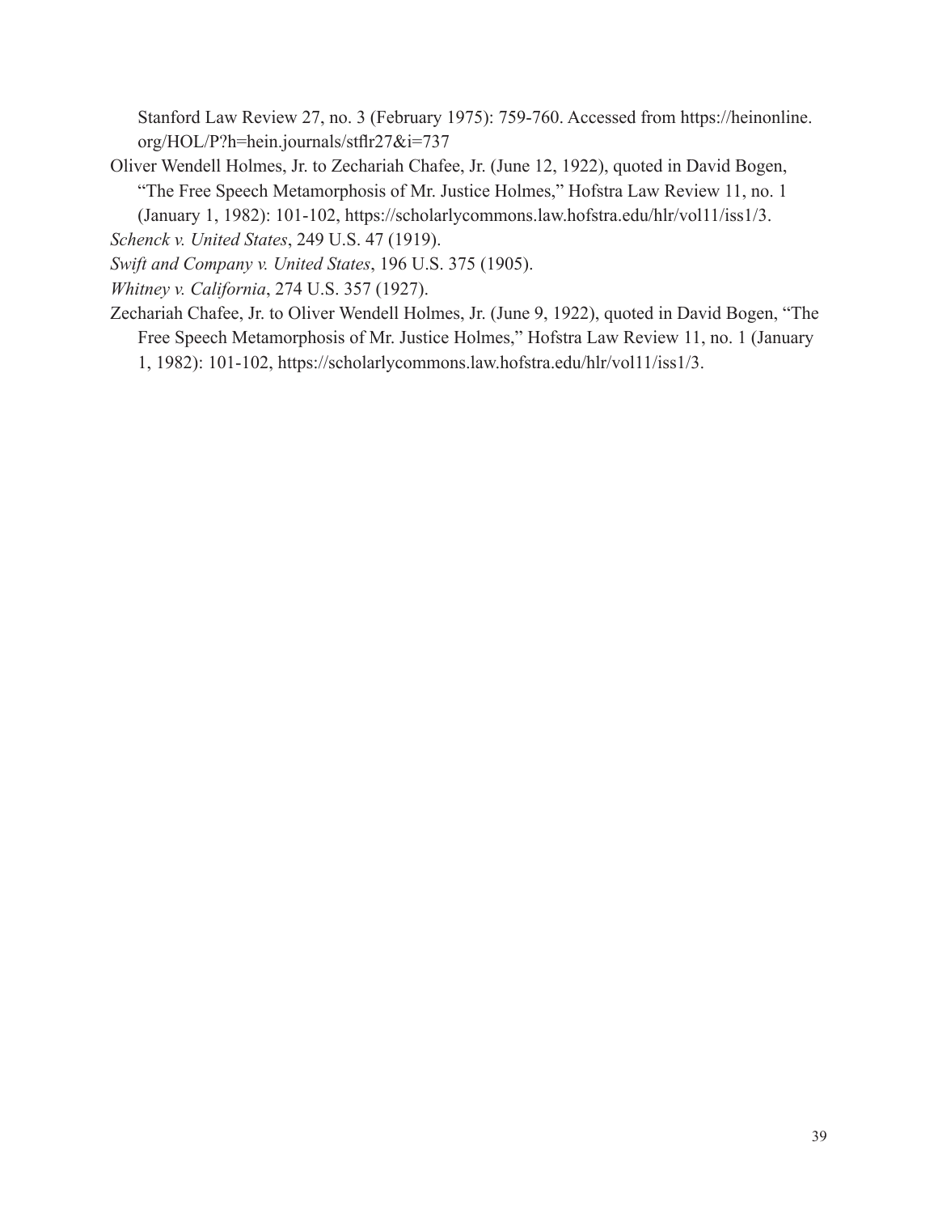Stanford Law Review 27, no. 3 (February 1975): 759-760. Accessed from https://heinonline.org/HOL/P?h=hein.journals/stflr27&i=737

Oliver Wendell Holmes, Jr. to Zechariah Chafee, Jr. (June 12, 1922), quoted in David Bogen, "The Free Speech Metamorphosis of Mr. Justice Holmes," Hofstra Law Review 11, no. 1 (January 1, 1982): 101-102, https://scholarlycommons.law.hofstra.edu/hlr/vol11/iss1/3.

*Schenck v. United States*, 249 U.S. 47 (1919).

*Swift and Company v. United States*, 196 U.S. 375 (1905).

*Whitney v. California*, 274 U.S. 357 (1927).

Zechariah Chafee, Jr. to Oliver Wendell Holmes, Jr. (June 9, 1922), quoted in David Bogen, "The Free Speech Metamorphosis of Mr. Justice Holmes," Hofstra Law Review 11, no. 1 (January 1, 1982): 101-102, https://scholarlycommons.law.hofstra.edu/hlr/vol11/iss1/3.